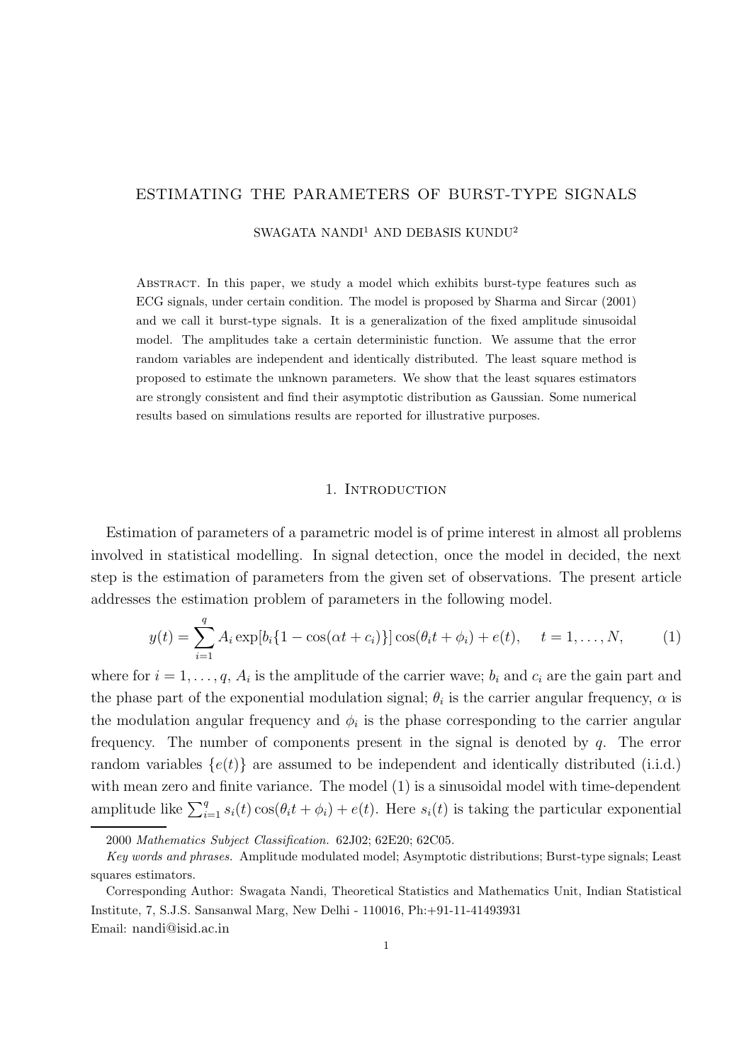# ESTIMATING THE PARAMETERS OF BURST-TYPE SIGNALS

SWAGATA NANDI[1] AND DEBASIS KUNDU[2]

Abstract. In this paper, we study a model which exhibits burst-type features such as ECG signals, under certain condition. The model is proposed by Sharma and Sircar (2001) and we call it burst-type signals. It is a generalization of the fixed amplitude sinusoidal model. The amplitudes take a certain deterministic function. We assume that the error random variables are independent and identically distributed. The least square method is proposed to estimate the unknown parameters. We show that the least squares estimators are strongly consistent and find their asymptotic distribution as Gaussian. Some numerical results based on simulations results are reported for illustrative purposes.

## 1. Introduction

Estimation of parameters of a parametric model is of prime interest in almost all problems involved in statistical modelling. In signal detection, once the model in decided, the next step is the estimation of parameters from the given set of observations. The present article addresses the estimation problem of parameters in the following model.

$$y(t) = \sum_{i=1}^{q} A_i \exp[b_i\{1 - \cos(\alpha t + c_i)\}] \cos(\theta_i t + \phi_i) + e(t), \quad t = 1, \ldots, N, \tag{1}$$

where for $i = 1, \ldots, q$, $A_i$ is the amplitude of the carrier wave; $b_i$ and $c_i$ are the gain part and the phase part of the exponential modulation signal; $\theta_i$ is the carrier angular frequency, $\alpha$ is the modulation angular frequency and $\phi_i$ is the phase corresponding to the carrier angular frequency. The number of components present in the signal is denoted by $q$. The error random variables $\{e(t)\}$ are assumed to be independent and identically distributed (i.i.d.) with mean zero and finite variance. The model (1) is a sinusoidal model with time-dependent amplitude like $\sum_{i=1}^{q} s_i(t) \cos(\theta_i t + \phi_i) + e(t)$. Here $s_i(t)$ is taking the particular exponential

2000 *Mathematics Subject Classification.* 62J02; 62E20; 62C05.

*Key words and phrases.* Amplitude modulated model; Asymptotic distributions; Burst-type signals; Least squares estimators.

Corresponding Author: Swagata Nandi, Theoretical Statistics and Mathematics Unit, Indian Statistical Institute, 7, S.J.S. Sansanwal Marg, New Delhi - 110016, Ph:+91-11-41493931
Email: nandi@isid.ac.in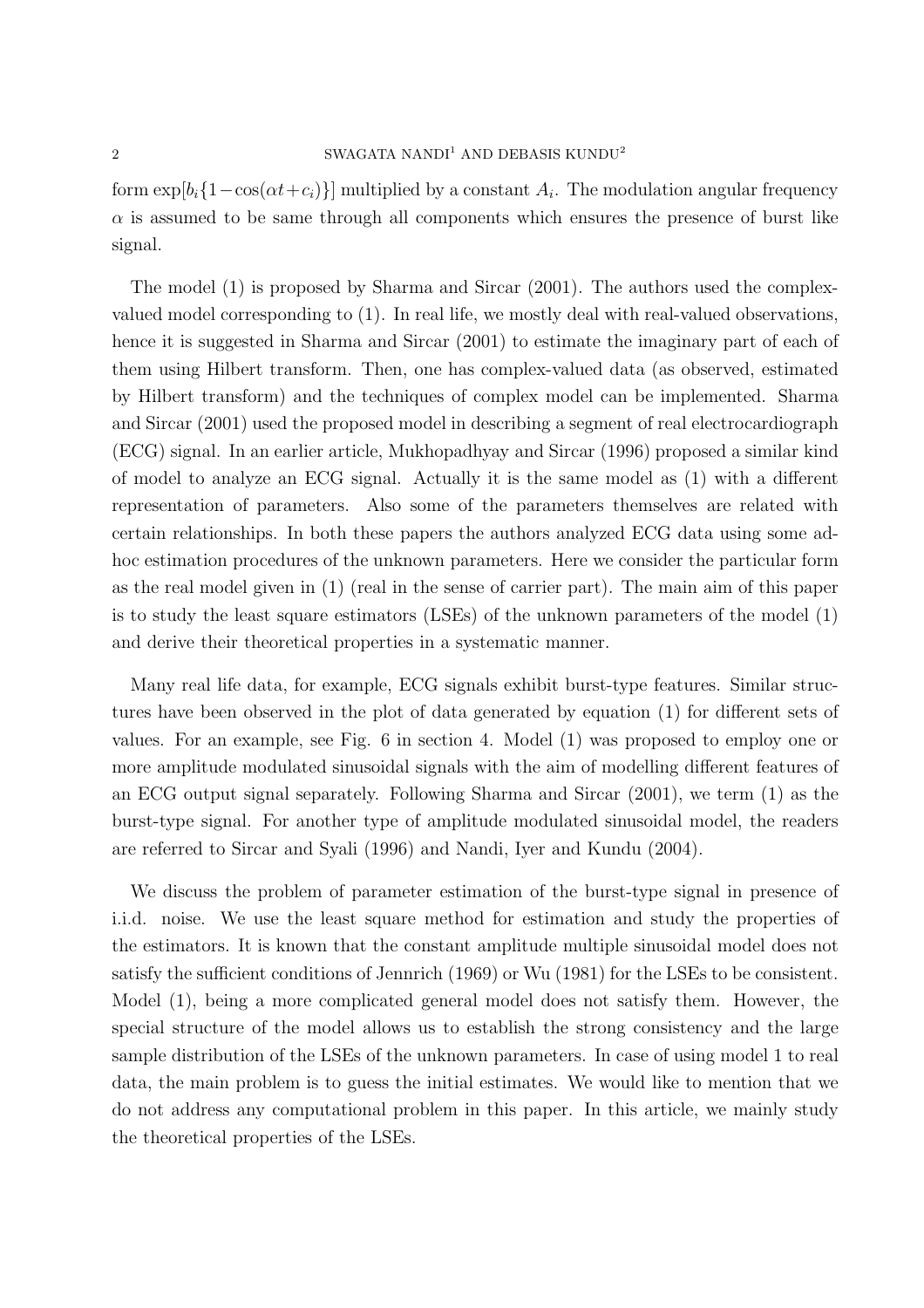form $\exp[b_i\{1-\cos(\alpha t+c_i)\}]$ multiplied by a constant $A_i$. The modulation angular frequency $\alpha$ is assumed to be same through all components which ensures the presence of burst like signal.

The model (1) is proposed by Sharma and Sircar (2001). The authors used the complex-valued model corresponding to (1). In real life, we mostly deal with real-valued observations, hence it is suggested in Sharma and Sircar (2001) to estimate the imaginary part of each of them using Hilbert transform. Then, one has complex-valued data (as observed, estimated by Hilbert transform) and the techniques of complex model can be implemented. Sharma and Sircar (2001) used the proposed model in describing a segment of real electrocardiograph (ECG) signal. In an earlier article, Mukhopadhyay and Sircar (1996) proposed a similar kind of model to analyze an ECG signal. Actually it is the same model as (1) with a different representation of parameters. Also some of the parameters themselves are related with certain relationships. In both these papers the authors analyzed ECG data using some ad-hoc estimation procedures of the unknown parameters. Here we consider the particular form as the real model given in (1) (real in the sense of carrier part). The main aim of this paper is to study the least square estimators (LSEs) of the unknown parameters of the model (1) and derive their theoretical properties in a systematic manner.

Many real life data, for example, ECG signals exhibit burst-type features. Similar structures have been observed in the plot of data generated by equation (1) for different sets of values. For an example, see Fig. 6 in section 4. Model (1) was proposed to employ one or more amplitude modulated sinusoidal signals with the aim of modelling different features of an ECG output signal separately. Following Sharma and Sircar (2001), we term (1) as the burst-type signal. For another type of amplitude modulated sinusoidal model, the readers are referred to Sircar and Syali (1996) and Nandi, Iyer and Kundu (2004).

We discuss the problem of parameter estimation of the burst-type signal in presence of i.i.d. noise. We use the least square method for estimation and study the properties of the estimators. It is known that the constant amplitude multiple sinusoidal model does not satisfy the sufficient conditions of Jennrich (1969) or Wu (1981) for the LSEs to be consistent. Model (1), being a more complicated general model does not satisfy them. However, the special structure of the model allows us to establish the strong consistency and the large sample distribution of the LSEs of the unknown parameters. In case of using model 1 to real data, the main problem is to guess the initial estimates. We would like to mention that we do not address any computational problem in this paper. In this article, we mainly study the theoretical properties of the LSEs.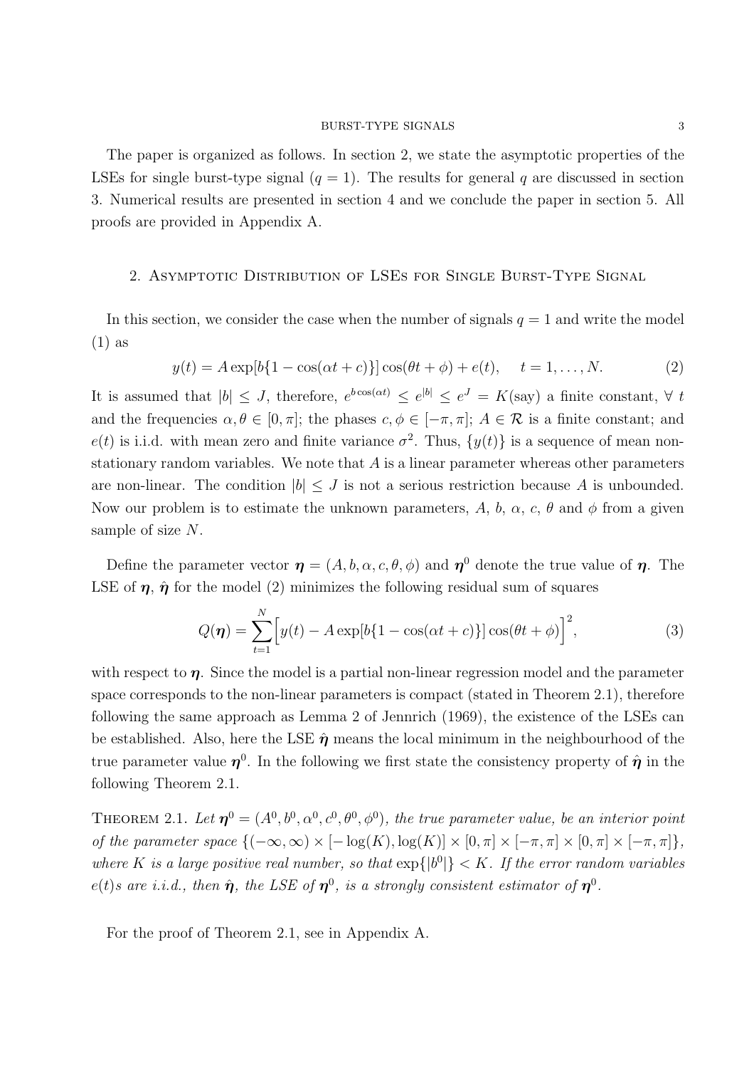The paper is organized as follows. In section 2, we state the asymptotic properties of the LSEs for single burst-type signal ($q = 1$). The results for general $q$ are discussed in section 3. Numerical results are presented in section 4 and we conclude the paper in section 5. All proofs are provided in Appendix A.

## 2. Asymptotic Distribution of LSEs for Single Burst-Type Signal

In this section, we consider the case when the number of signals $q = 1$ and write the model (1) as

$$y(t) = A \exp[b\{1 - \cos(\alpha t + c)\}] \cos(\theta t + \phi) + e(t), \quad t = 1, \ldots, N. \tag{2}$$

It is assumed that $|b| \leq J$, therefore, $e^{b\cos(\alpha t)} \leq e^{|b|} \leq e^{J} = K$(say) a finite constant, $\forall\ t$ and the frequencies $\alpha, \theta \in [0, \pi]$; the phases $c, \phi \in [-\pi, \pi]$; $A \in \mathcal{R}$ is a finite constant; and $e(t)$ is i.i.d. with mean zero and finite variance $\sigma^2$. Thus, $\{y(t)\}$ is a sequence of mean non-stationary random variables. We note that $A$ is a linear parameter whereas other parameters are non-linear. The condition $|b| \leq J$ is not a serious restriction because $A$ is unbounded. Now our problem is to estimate the unknown parameters, $A$, $b$, $\alpha$, $c$, $\theta$ and $\phi$ from a given sample of size $N$.

Define the parameter vector $\boldsymbol{\eta} = (A, b, \alpha, c, \theta, \phi)$ and $\boldsymbol{\eta}^0$ denote the true value of $\boldsymbol{\eta}$. The LSE of $\boldsymbol{\eta}$, $\hat{\boldsymbol{\eta}}$ for the model (2) minimizes the following residual sum of squares

$$Q(\boldsymbol{\eta}) = \sum_{t=1}^{N} \Big[ y(t) - A \exp[b\{1 - \cos(\alpha t + c)\}] \cos(\theta t + \phi) \Big]^2, \tag{3}$$

with respect to $\boldsymbol{\eta}$. Since the model is a partial non-linear regression model and the parameter space corresponds to the non-linear parameters is compact (stated in Theorem 2.1), therefore following the same approach as Lemma 2 of Jennrich (1969), the existence of the LSEs can be established. Also, here the LSE $\hat{\boldsymbol{\eta}}$ means the local minimum in the neighbourhood of the true parameter value $\boldsymbol{\eta}^0$. In the following we first state the consistency property of $\hat{\boldsymbol{\eta}}$ in the following Theorem 2.1.

**Theorem 2.1.** *Let $\boldsymbol{\eta}^0 = (A^0, b^0, \alpha^0, c^0, \theta^0, \phi^0)$, the true parameter value, be an interior point of the parameter space $\{(-\infty, \infty) \times [-\log(K), \log(K)] \times [0, \pi] \times [-\pi, \pi] \times [0, \pi] \times [-\pi, \pi]\}$, where $K$ is a large positive real number, so that $\exp\{|b^0|\} < K$. If the error random variables $e(t)$s are i.i.d., then $\hat{\boldsymbol{\eta}}$, the LSE of $\boldsymbol{\eta}^0$, is a strongly consistent estimator of $\boldsymbol{\eta}^0$.*

For the proof of Theorem 2.1, see in Appendix A.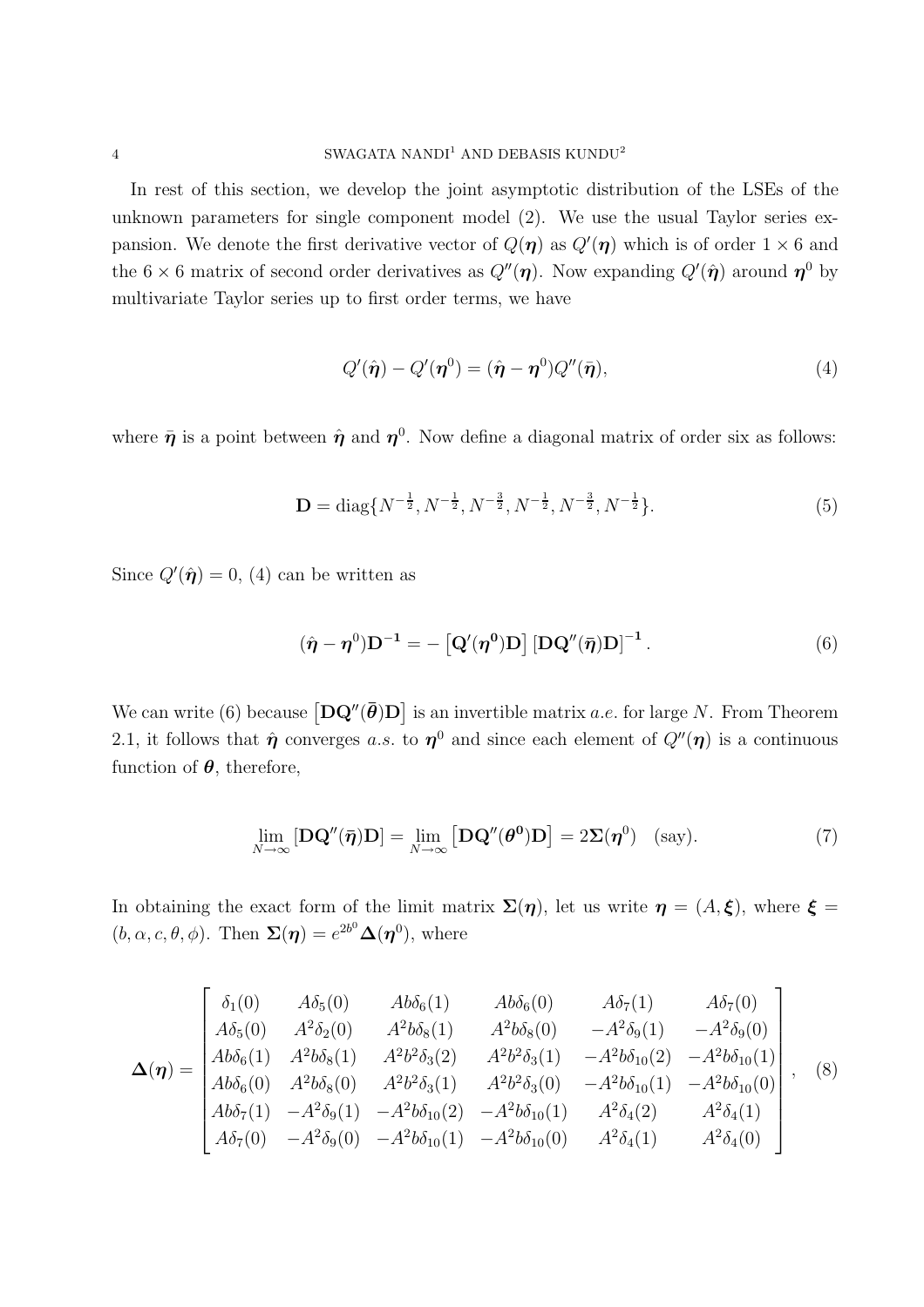In rest of this section, we develop the joint asymptotic distribution of the LSEs of the unknown parameters for single component model (2). We use the usual Taylor series expansion. We denote the first derivative vector of $Q(\boldsymbol{\eta})$ as $Q'(\boldsymbol{\eta})$ which is of order $1 \times 6$ and the $6 \times 6$ matrix of second order derivatives as $Q''(\boldsymbol{\eta})$. Now expanding $Q'(\hat{\boldsymbol{\eta}})$ around $\boldsymbol{\eta}^0$ by multivariate Taylor series up to first order terms, we have

$$
Q'(\hat{\boldsymbol{\eta}}) - Q'(\boldsymbol{\eta}^0) = (\hat{\boldsymbol{\eta}} - \boldsymbol{\eta}^0) Q''(\bar{\boldsymbol{\eta}}), \tag{4}
$$

where $\bar{\boldsymbol{\eta}}$ is a point between $\hat{\boldsymbol{\eta}}$ and $\boldsymbol{\eta}^0$. Now define a diagonal matrix of order six as follows:

$$
\mathbf{D} = \text{diag}\{N^{-\frac{1}{2}}, N^{-\frac{1}{2}}, N^{-\frac{3}{2}}, N^{-\frac{1}{2}}, N^{-\frac{3}{2}}, N^{-\frac{1}{2}}\}. \tag{5}
$$

Since $Q'(\hat{\boldsymbol{\eta}}) = 0$, (4) can be written as

$$
(\hat{\boldsymbol{\eta}} - \boldsymbol{\eta}^0)\mathbf{D}^{-1} = -\left[\mathbf{Q}'(\boldsymbol{\eta}^0)\mathbf{D}\right]\left[\mathbf{D}\mathbf{Q}''(\bar{\boldsymbol{\eta}})\mathbf{D}\right]^{-1}. \tag{6}
$$

We can write (6) because $\left[\mathbf{D}\mathbf{Q}''(\bar{\boldsymbol{\theta}})\mathbf{D}\right]$ is an invertible matrix *a.e.* for large $N$. From Theorem 2.1, it follows that $\hat{\boldsymbol{\eta}}$ converges *a.s.* to $\boldsymbol{\eta}^0$ and since each element of $Q''(\boldsymbol{\eta})$ is a continuous function of $\boldsymbol{\theta}$, therefore,

$$
\lim_{N\to\infty}\left[\mathbf{D}\mathbf{Q}''(\bar{\boldsymbol{\eta}})\mathbf{D}\right] = \lim_{N\to\infty}\left[\mathbf{D}\mathbf{Q}''(\boldsymbol{\theta}^0)\mathbf{D}\right] = 2\boldsymbol{\Sigma}(\boldsymbol{\eta}^0) \quad \text{(say)}. \tag{7}
$$

In obtaining the exact form of the limit matrix $\boldsymbol{\Sigma}(\boldsymbol{\eta})$, let us write $\boldsymbol{\eta} = (A, \boldsymbol{\xi})$, where $\boldsymbol{\xi} = (b, \alpha, c, \theta, \phi)$. Then $\boldsymbol{\Sigma}(\boldsymbol{\eta}) = e^{2b^0}\boldsymbol{\Delta}(\boldsymbol{\eta}^0)$, where

$$
\boldsymbol{\Delta}(\boldsymbol{\eta}) = \begin{bmatrix}
\delta_1(0) & A\delta_5(0) & Ab\delta_6(1) & Ab\delta_6(0) & A\delta_7(1) & A\delta_7(0) \\
A\delta_5(0) & A^2\delta_2(0) & A^2b\delta_8(1) & A^2b\delta_8(0) & -A^2\delta_9(1) & -A^2\delta_9(0) \\
Ab\delta_6(1) & A^2b\delta_8(1) & A^2b^2\delta_3(2) & A^2b^2\delta_3(1) & -A^2b\delta_{10}(2) & -A^2b\delta_{10}(1) \\
Ab\delta_6(0) & A^2b\delta_8(0) & A^2b^2\delta_3(1) & A^2b^2\delta_3(0) & -A^2b\delta_{10}(1) & -A^2b\delta_{10}(0) \\
Ab\delta_7(1) & -A^2\delta_9(1) & -A^2b\delta_{10}(2) & -A^2b\delta_{10}(1) & A^2\delta_4(2) & A^2\delta_4(1) \\
A\delta_7(0) & -A^2\delta_9(0) & -A^2b\delta_{10}(1) & -A^2b\delta_{10}(0) & A^2\delta_4(1) & A^2\delta_4(0)
\end{bmatrix}, \tag{8}
$$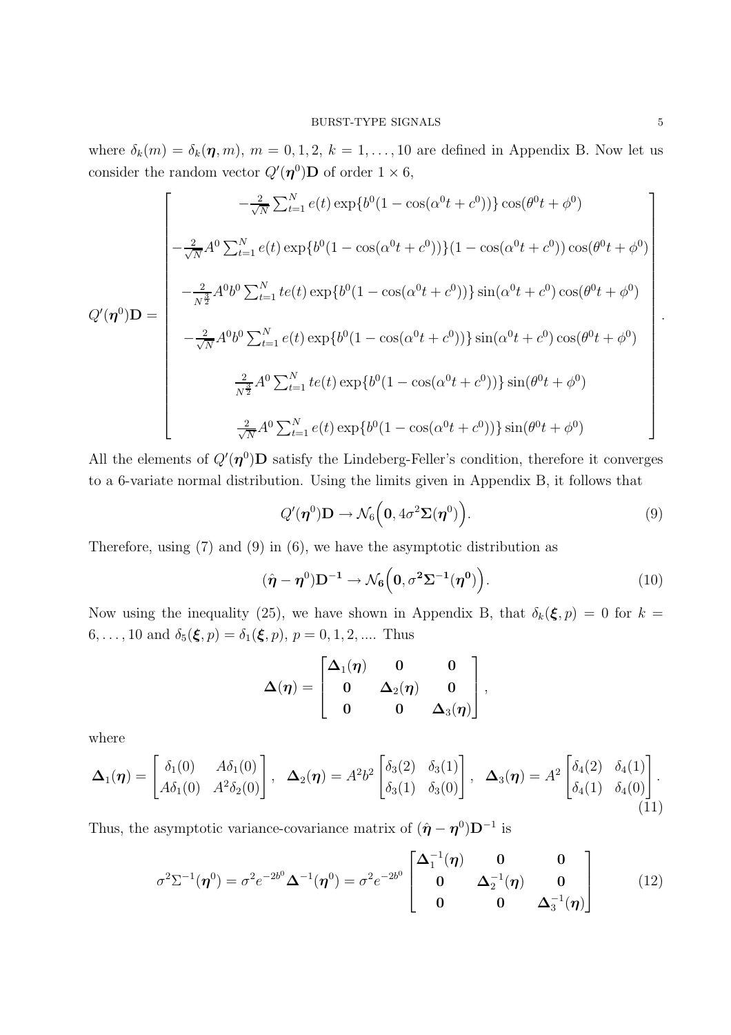where $\delta_k(m) = \delta_k(\boldsymbol{\eta}, m)$, $m = 0, 1, 2$, $k = 1, \ldots, 10$ are defined in Appendix B. Now let us consider the random vector $Q'(\boldsymbol{\eta}^0)\mathbf{D}$ of order $1 \times 6$,

$$
Q'(\boldsymbol{\eta}^0)\mathbf{D} = \begin{bmatrix}
-\frac{2}{\sqrt{N}} \sum_{t=1}^{N} e(t) \exp\{b^0(1 - \cos(\alpha^0 t + c^0))\} \cos(\theta^0 t + \phi^0) \\
-\frac{2}{\sqrt{N}} A^0 \sum_{t=1}^{N} e(t) \exp\{b^0(1 - \cos(\alpha^0 t + c^0))\}(1 - \cos(\alpha^0 t + c^0)) \cos(\theta^0 t + \phi^0) \\
-\frac{2}{N^{\frac{3}{2}}} A^0 b^0 \sum_{t=1}^{N} t e(t) \exp\{b^0(1 - \cos(\alpha^0 t + c^0))\} \sin(\alpha^0 t + c^0) \cos(\theta^0 t + \phi^0) \\
-\frac{2}{\sqrt{N}} A^0 b^0 \sum_{t=1}^{N} e(t) \exp\{b^0(1 - \cos(\alpha^0 t + c^0))\} \sin(\alpha^0 t + c^0) \cos(\theta^0 t + \phi^0) \\
\frac{2}{N^{\frac{3}{2}}} A^0 \sum_{t=1}^{N} t e(t) \exp\{b^0(1 - \cos(\alpha^0 t + c^0))\} \sin(\theta^0 t + \phi^0) \\
\frac{2}{\sqrt{N}} A^0 \sum_{t=1}^{N} e(t) \exp\{b^0(1 - \cos(\alpha^0 t + c^0))\} \sin(\theta^0 t + \phi^0)
\end{bmatrix}.
$$

All the elements of $Q'(\boldsymbol{\eta}^0)\mathbf{D}$ satisfy the Lindeberg-Feller's condition, therefore it converges to a 6-variate normal distribution. Using the limits given in Appendix B, it follows that

$$
Q'(\boldsymbol{\eta}^0)\mathbf{D} \rightarrow \mathcal{N}_6\Big(\mathbf{0}, 4\sigma^2 \boldsymbol{\Sigma}(\boldsymbol{\eta}^0)\Big). \tag{9}
$$

Therefore, using (7) and (9) in (6), we have the asymptotic distribution as

$$
(\hat{\boldsymbol{\eta}} - \boldsymbol{\eta}^0)\mathbf{D}^{-1} \rightarrow \mathcal{N}_6\Big(\mathbf{0}, \sigma^2 \boldsymbol{\Sigma}^{-1}(\boldsymbol{\eta}^0)\Big). \tag{10}
$$

Now using the inequality (25), we have shown in Appendix B, that $\delta_k(\boldsymbol{\xi}, p) = 0$ for $k = 6, \ldots, 10$ and $\delta_5(\boldsymbol{\xi}, p) = \delta_1(\boldsymbol{\xi}, p)$, $p = 0, 1, 2, \ldots$. Thus

$$
\boldsymbol{\Delta}(\boldsymbol{\eta}) = \begin{bmatrix} \boldsymbol{\Delta}_1(\boldsymbol{\eta}) & \mathbf{0} & \mathbf{0} \\ \mathbf{0} & \boldsymbol{\Delta}_2(\boldsymbol{\eta}) & \mathbf{0} \\ \mathbf{0} & \mathbf{0} & \boldsymbol{\Delta}_3(\boldsymbol{\eta}) \end{bmatrix},
$$

where

$$
\boldsymbol{\Delta}_1(\boldsymbol{\eta}) = \begin{bmatrix} \delta_1(0) & A\delta_1(0) \\ A\delta_1(0) & A^2\delta_2(0) \end{bmatrix}, \quad \boldsymbol{\Delta}_2(\boldsymbol{\eta}) = A^2 b^2 \begin{bmatrix} \delta_3(2) & \delta_3(1) \\ \delta_3(1) & \delta_3(0) \end{bmatrix}, \quad \boldsymbol{\Delta}_3(\boldsymbol{\eta}) = A^2 \begin{bmatrix} \delta_4(2) & \delta_4(1) \\ \delta_4(1) & \delta_4(0) \end{bmatrix}. \tag{11}
$$

Thus, the asymptotic variance-covariance matrix of $(\hat{\boldsymbol{\eta}} - \boldsymbol{\eta}^0)\mathbf{D}^{-1}$ is

$$
\sigma^2 \Sigma^{-1}(\boldsymbol{\eta}^0) = \sigma^2 e^{-2b^0} \boldsymbol{\Delta}^{-1}(\boldsymbol{\eta}^0) = \sigma^2 e^{-2b^0} \begin{bmatrix} \boldsymbol{\Delta}_1^{-1}(\boldsymbol{\eta}) & \mathbf{0} & \mathbf{0} \\ \mathbf{0} & \boldsymbol{\Delta}_2^{-1}(\boldsymbol{\eta}) & \mathbf{0} \\ \mathbf{0} & \mathbf{0} & \boldsymbol{\Delta}_3^{-1}(\boldsymbol{\eta}) \end{bmatrix} \tag{12}
$$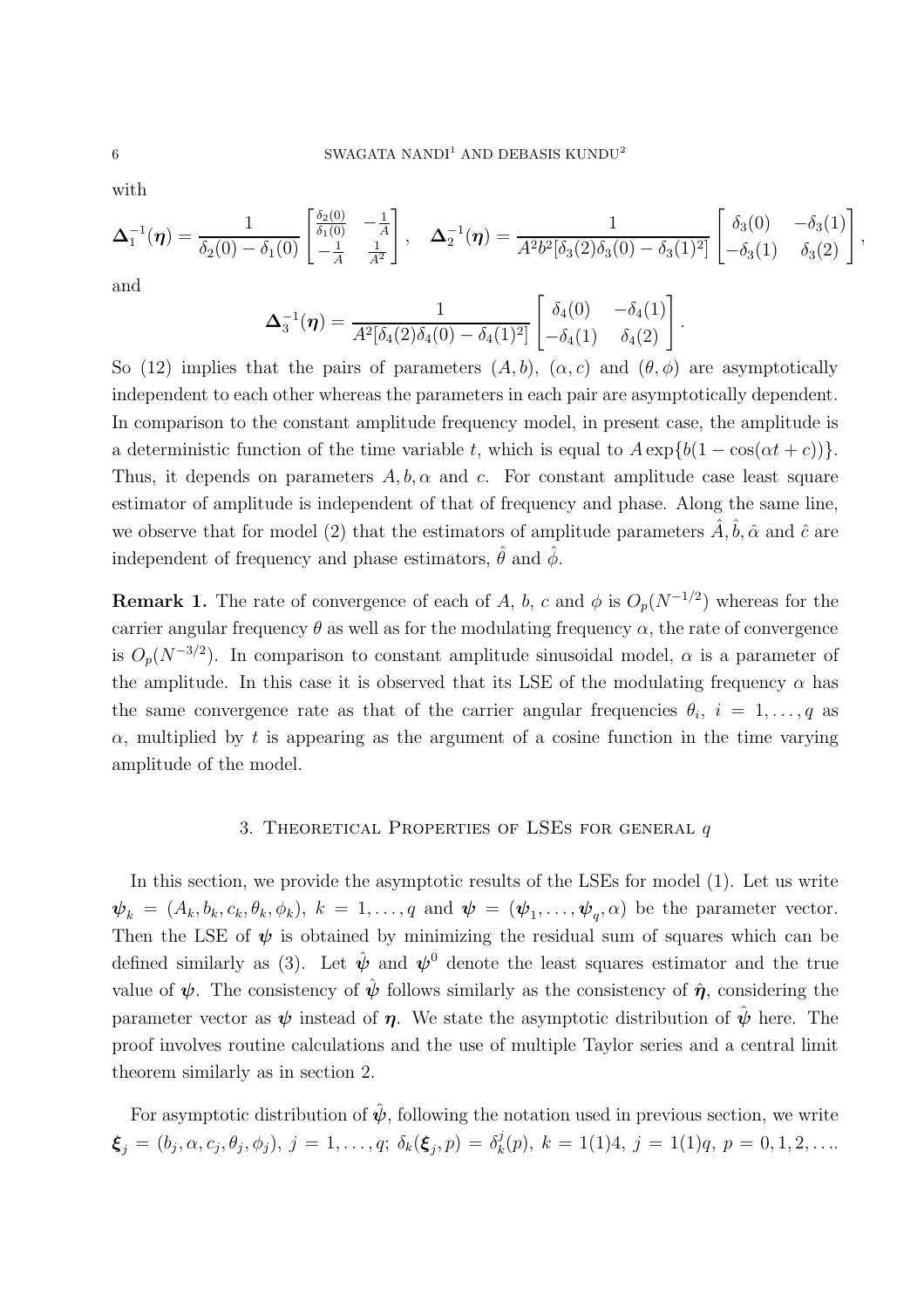with

$$\mathbf{\Delta}_1^{-1}(\boldsymbol{\eta}) = \frac{1}{\delta_2(0) - \delta_1(0)} \begin{bmatrix} \frac{\delta_2(0)}{\delta_1(0)} & -\frac{1}{A} \\ -\frac{1}{A} & \frac{1}{A^2} \end{bmatrix}, \quad \mathbf{\Delta}_2^{-1}(\boldsymbol{\eta}) = \frac{1}{A^2 b^2 [\delta_3(2)\delta_3(0) - \delta_3(1)^2]} \begin{bmatrix} \delta_3(0) & -\delta_3(1) \\ -\delta_3(1) & \delta_3(2) \end{bmatrix},$$

and

$$\mathbf{\Delta}_3^{-1}(\boldsymbol{\eta}) = \frac{1}{A^2 [\delta_4(2)\delta_4(0) - \delta_4(1)^2]} \begin{bmatrix} \delta_4(0) & -\delta_4(1) \\ -\delta_4(1) & \delta_4(2) \end{bmatrix}.$$

So (12) implies that the pairs of parameters $(A, b)$, $(\alpha, c)$ and $(\theta, \phi)$ are asymptotically independent to each other whereas the parameters in each pair are asymptotically dependent. In comparison to the constant amplitude frequency model, in present case, the amplitude is a deterministic function of the time variable $t$, which is equal to $A\exp\{b(1 - \cos(\alpha t + c))\}$. Thus, it depends on parameters $A, b, \alpha$ and $c$. For constant amplitude case least square estimator of amplitude is independent of that of frequency and phase. Along the same line, we observe that for model (2) that the estimators of amplitude parameters $\hat{A}, \hat{b}, \hat{\alpha}$ and $\hat{c}$ are independent of frequency and phase estimators, $\hat{\theta}$ and $\hat{\phi}$.

**Remark 1.** The rate of convergence of each of $A$, $b$, $c$ and $\phi$ is $O_p(N^{-1/2})$ whereas for the carrier angular frequency $\theta$ as well as for the modulating frequency $\alpha$, the rate of convergence is $O_p(N^{-3/2})$. In comparison to constant amplitude sinusoidal model, $\alpha$ is a parameter of the amplitude. In this case it is observed that its LSE of the modulating frequency $\alpha$ has the same convergence rate as that of the carrier angular frequencies $\theta_i$, $i = 1, \ldots, q$ as $\alpha$, multiplied by $t$ is appearing as the argument of a cosine function in the time varying amplitude of the model.

## 3. Theoretical Properties of LSEs for general $q$

In this section, we provide the asymptotic results of the LSEs for model (1). Let us write $\boldsymbol{\psi}_k = (A_k, b_k, c_k, \theta_k, \phi_k)$, $k = 1, \ldots, q$ and $\boldsymbol{\psi} = (\boldsymbol{\psi}_1, \ldots, \boldsymbol{\psi}_q, \alpha)$ be the parameter vector. Then the LSE of $\boldsymbol{\psi}$ is obtained by minimizing the residual sum of squares which can be defined similarly as (3). Let $\hat{\boldsymbol{\psi}}$ and $\boldsymbol{\psi}^0$ denote the least squares estimator and the true value of $\boldsymbol{\psi}$. The consistency of $\hat{\boldsymbol{\psi}}$ follows similarly as the consistency of $\hat{\boldsymbol{\eta}}$, considering the parameter vector as $\boldsymbol{\psi}$ instead of $\boldsymbol{\eta}$. We state the asymptotic distribution of $\hat{\boldsymbol{\psi}}$ here. The proof involves routine calculations and the use of multiple Taylor series and a central limit theorem similarly as in section 2.

For asymptotic distribution of $\hat{\boldsymbol{\psi}}$, following the notation used in previous section, we write $\boldsymbol{\xi}_j = (b_j, \alpha, c_j, \theta_j, \phi_j)$, $j = 1, \ldots, q$; $\delta_k(\boldsymbol{\xi}_j, p) = \delta_k^j(p)$, $k = 1(1)4$, $j = 1(1)q$, $p = 0, 1, 2, \ldots$.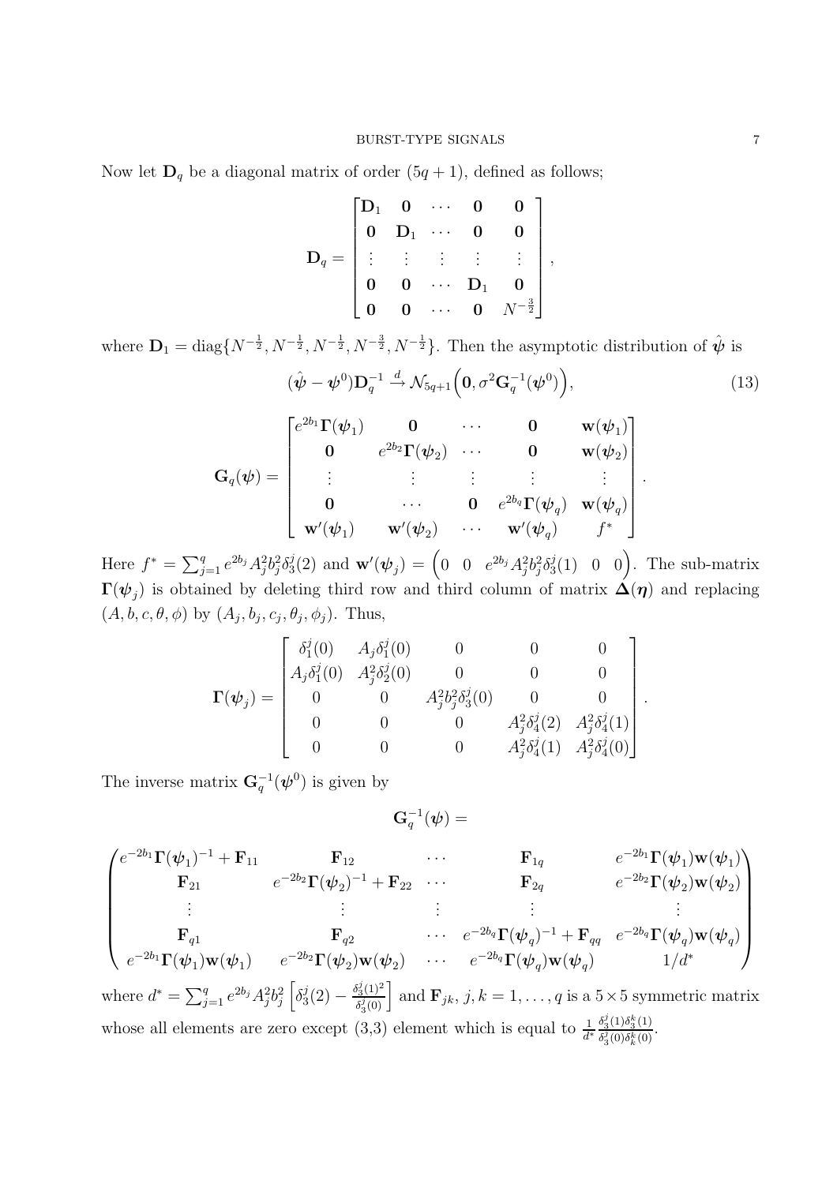Now let $\mathbf{D}_q$ be a diagonal matrix of order $(5q+1)$, defined as follows;

$$\mathbf{D}_q = \begin{bmatrix} \mathbf{D}_1 & \mathbf{0} & \cdots & \mathbf{0} & \mathbf{0} \\ \mathbf{0} & \mathbf{D}_1 & \cdots & \mathbf{0} & \mathbf{0} \\ \vdots & \vdots & \vdots & \vdots & \vdots \\ \mathbf{0} & \mathbf{0} & \cdots & \mathbf{D}_1 & \mathbf{0} \\ \mathbf{0} & \mathbf{0} & \cdots & \mathbf{0} & N^{-\frac{3}{2}} \end{bmatrix},$$

where $\mathbf{D}_1 = \text{diag}\{N^{-\frac{1}{2}}, N^{-\frac{1}{2}}, N^{-\frac{1}{2}}, N^{-\frac{3}{2}}, N^{-\frac{1}{2}}\}$. Then the asymptotic distribution of $\hat{\boldsymbol{\psi}}$ is

$$(\hat{\boldsymbol{\psi}} - \boldsymbol{\psi}^0)\mathbf{D}_q^{-1} \xrightarrow{d} \mathcal{N}_{5q+1}\Big(\mathbf{0}, \sigma^2 \mathbf{G}_q^{-1}(\boldsymbol{\psi}^0)\Big), \tag{13}$$

$$\mathbf{G}_q(\boldsymbol{\psi}) = \begin{bmatrix} e^{2b_1}\boldsymbol{\Gamma}(\boldsymbol{\psi}_1) & \mathbf{0} & \cdots & \mathbf{0} & \mathbf{w}(\boldsymbol{\psi}_1) \\ \mathbf{0} & e^{2b_2}\boldsymbol{\Gamma}(\boldsymbol{\psi}_2) & \cdots & \mathbf{0} & \mathbf{w}(\boldsymbol{\psi}_2) \\ \vdots & \vdots & \vdots & \vdots & \vdots \\ \mathbf{0} & \cdots & \mathbf{0} & e^{2b_q}\boldsymbol{\Gamma}(\boldsymbol{\psi}_q) & \mathbf{w}(\boldsymbol{\psi}_q) \\ \mathbf{w}'(\boldsymbol{\psi}_1) & \mathbf{w}'(\boldsymbol{\psi}_2) & \cdots & \mathbf{w}'(\boldsymbol{\psi}_q) & f^* \end{bmatrix}.$$

Here $f^* = \sum_{j=1}^{q} e^{2b_j} A_j^2 b_j^2 \delta_3^j(2)$ and $\mathbf{w}'(\boldsymbol{\psi}_j) = \begin{pmatrix} 0 & 0 & e^{2b_j} A_j^2 b_j^2 \delta_3^j(1) & 0 & 0 \end{pmatrix}$. The sub-matrix $\boldsymbol{\Gamma}(\boldsymbol{\psi}_j)$ is obtained by deleting third row and third column of matrix $\boldsymbol{\Delta}(\boldsymbol{\eta})$ and replacing $(A, b, c, \theta, \phi)$ by $(A_j, b_j, c_j, \theta_j, \phi_j)$. Thus,

$$\boldsymbol{\Gamma}(\boldsymbol{\psi}_j) = \begin{bmatrix} \delta_1^j(0) & A_j\delta_1^j(0) & 0 & 0 & 0 \\ A_j\delta_1^j(0) & A_j^2\delta_2^j(0) & 0 & 0 & 0 \\ 0 & 0 & A_j^2 b_j^2 \delta_3^j(0) & 0 & 0 \\ 0 & 0 & 0 & A_j^2\delta_4^j(2) & A_j^2\delta_4^j(1) \\ 0 & 0 & 0 & A_j^2\delta_4^j(1) & A_j^2\delta_4^j(0) \end{bmatrix}.$$

The inverse matrix $\mathbf{G}_q^{-1}(\boldsymbol{\psi}^0)$ is given by

$$\mathbf{G}_q^{-1}(\boldsymbol{\psi}) =$$

$$\begin{pmatrix} e^{-2b_1}\boldsymbol{\Gamma}(\boldsymbol{\psi}_1)^{-1} + \mathbf{F}_{11} & \mathbf{F}_{12} & \cdots & \mathbf{F}_{1q} & e^{-2b_1}\boldsymbol{\Gamma}(\boldsymbol{\psi}_1)\mathbf{w}(\boldsymbol{\psi}_1) \\ \mathbf{F}_{21} & e^{-2b_2}\boldsymbol{\Gamma}(\boldsymbol{\psi}_2)^{-1} + \mathbf{F}_{22} & \cdots & \mathbf{F}_{2q} & e^{-2b_2}\boldsymbol{\Gamma}(\boldsymbol{\psi}_2)\mathbf{w}(\boldsymbol{\psi}_2) \\ \vdots & \vdots & \vdots & \vdots & \vdots \\ \mathbf{F}_{q1} & \mathbf{F}_{q2} & \cdots & e^{-2b_q}\boldsymbol{\Gamma}(\boldsymbol{\psi}_q)^{-1} + \mathbf{F}_{qq} & e^{-2b_q}\boldsymbol{\Gamma}(\boldsymbol{\psi}_q)\mathbf{w}(\boldsymbol{\psi}_q) \\ e^{-2b_1}\boldsymbol{\Gamma}(\boldsymbol{\psi}_1)\mathbf{w}(\boldsymbol{\psi}_1) & e^{-2b_2}\boldsymbol{\Gamma}(\boldsymbol{\psi}_2)\mathbf{w}(\boldsymbol{\psi}_2) & \cdots & e^{-2b_q}\boldsymbol{\Gamma}(\boldsymbol{\psi}_q)\mathbf{w}(\boldsymbol{\psi}_q) & 1/d^* \end{pmatrix}$$

where $d^* = \sum_{j=1}^{q} e^{2b_j} A_j^2 b_j^2 \left[\delta_3^j(2) - \frac{\delta_3^j(1)^2}{\delta_3^j(0)}\right]$ and $\mathbf{F}_{jk}$, $j,k = 1,\ldots,q$ is a $5\times5$ symmetric matrix whose all elements are zero except (3,3) element which is equal to $\frac{1}{d^*}\frac{\delta_3^j(1)\delta_3^k(1)}{\delta_3^j(0)\delta_3^k(0)}$.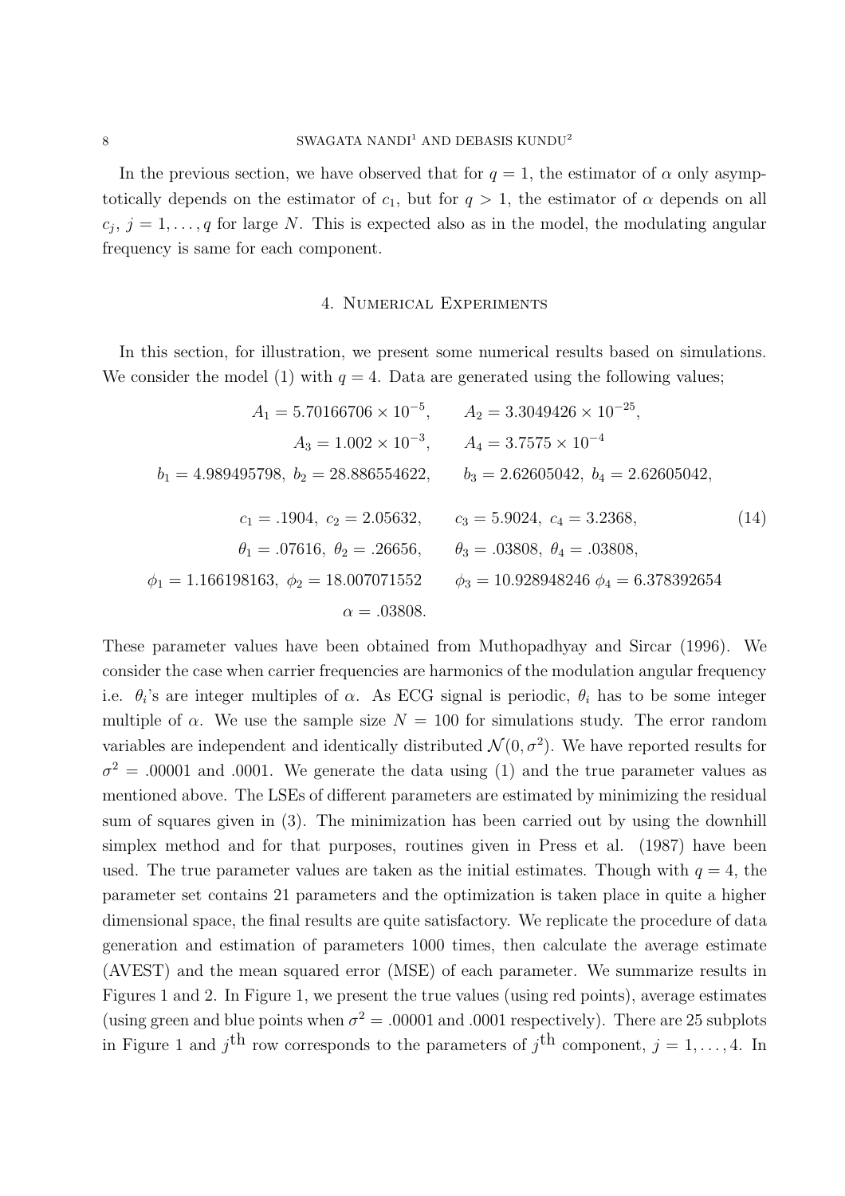In the previous section, we have observed that for $q = 1$, the estimator of $\alpha$ only asymptotically depends on the estimator of $c_1$, but for $q > 1$, the estimator of $\alpha$ depends on all $c_j$, $j = 1, \ldots, q$ for large $N$. This is expected also as in the model, the modulating angular frequency is same for each component.

## 4. Numerical Experiments

In this section, for illustration, we present some numerical results based on simulations. We consider the model (1) with $q = 4$. Data are generated using the following values;

$$
\begin{aligned}
A_1 = 5.70166706 \times 10^{-5}, &\qquad A_2 = 3.3049426 \times 10^{-25}, \\
A_3 = 1.002 \times 10^{-3}, &\qquad A_4 = 3.7575 \times 10^{-4} \\
b_1 = 4.989495798,\ b_2 = 28.886554622, &\qquad b_3 = 2.62605042,\ b_4 = 2.62605042, \\
c_1 = .1904,\ c_2 = 2.05632, &\qquad c_3 = 5.9024,\ c_4 = 3.2368, \\
\theta_1 = .07616,\ \theta_2 = .26656, &\qquad \theta_3 = .03808,\ \theta_4 = .03808, \\
\phi_1 = 1.166198163,\ \phi_2 = 18.007071552 &\qquad \phi_3 = 10.928948246\ \phi_4 = 6.378392654 \\
\alpha = .03808. &
\end{aligned} \tag{14}
$$

These parameter values have been obtained from Muthopadhyay and Sircar (1996). We consider the case when carrier frequencies are harmonics of the modulation angular frequency i.e. $\theta_i$'s are integer multiples of $\alpha$. As ECG signal is periodic, $\theta_i$ has to be some integer multiple of $\alpha$. We use the sample size $N = 100$ for simulations study. The error random variables are independent and identically distributed $\mathcal{N}(0, \sigma^2)$. We have reported results for $\sigma^2 = .00001$ and $.0001$. We generate the data using (1) and the true parameter values as mentioned above. The LSEs of different parameters are estimated by minimizing the residual sum of squares given in (3). The minimization has been carried out by using the downhill simplex method and for that purposes, routines given in Press et al. (1987) have been used. The true parameter values are taken as the initial estimates. Though with $q = 4$, the parameter set contains 21 parameters and the optimization is taken place in quite a higher dimensional space, the final results are quite satisfactory. We replicate the procedure of data generation and estimation of parameters 1000 times, then calculate the average estimate (AVEST) and the mean squared error (MSE) of each parameter. We summarize results in Figures 1 and 2. In Figure 1, we present the true values (using red points), average estimates (using green and blue points when $\sigma^2 = .00001$ and $.0001$ respectively). There are 25 subplots in Figure 1 and $j^{\text{th}}$ row corresponds to the parameters of $j^{\text{th}}$ component, $j = 1, \ldots, 4$. In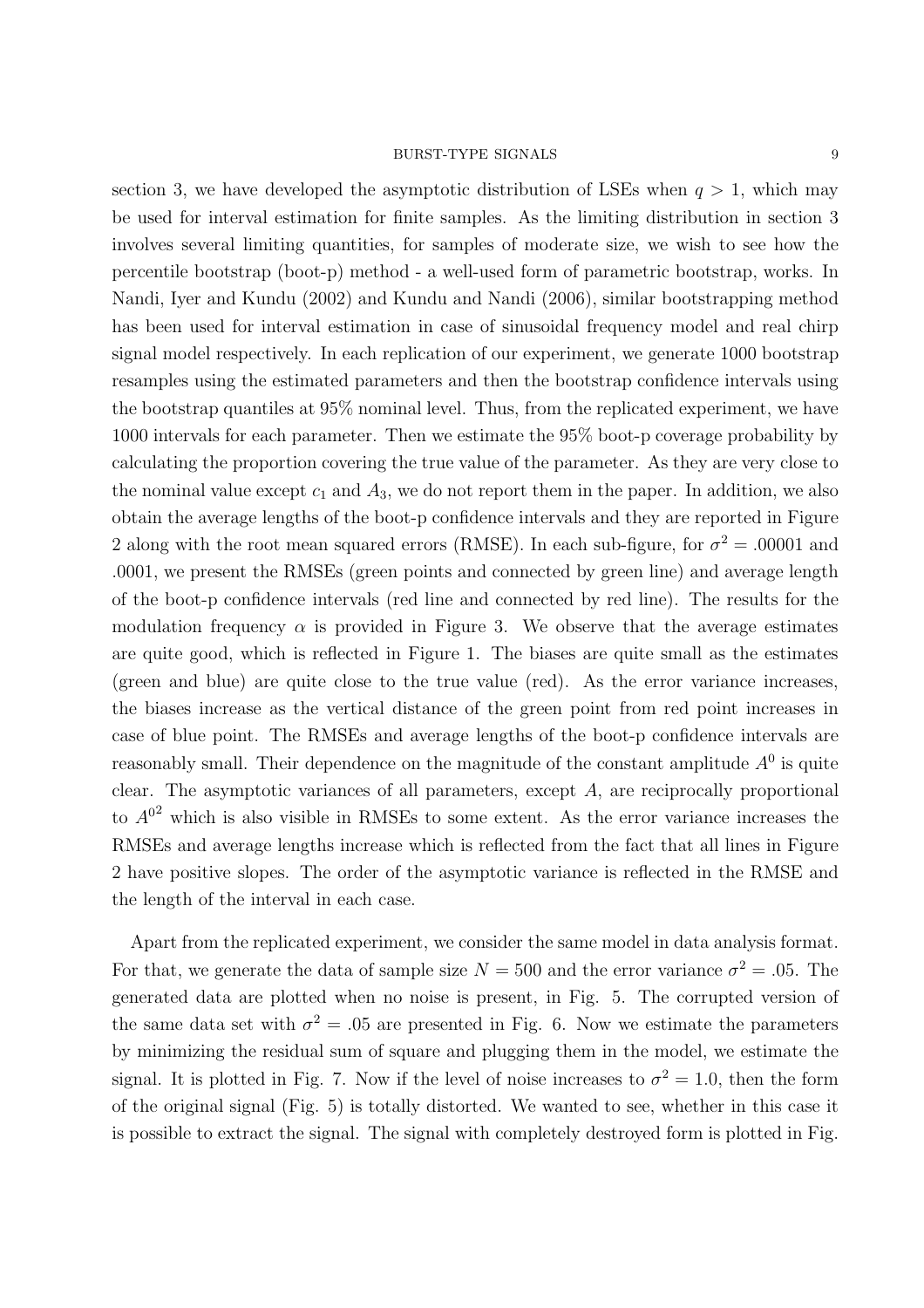section 3, we have developed the asymptotic distribution of LSEs when $q > 1$, which may be used for interval estimation for finite samples. As the limiting distribution in section 3 involves several limiting quantities, for samples of moderate size, we wish to see how the percentile bootstrap (boot-p) method - a well-used form of parametric bootstrap, works. In Nandi, Iyer and Kundu (2002) and Kundu and Nandi (2006), similar bootstrapping method has been used for interval estimation in case of sinusoidal frequency model and real chirp signal model respectively. In each replication of our experiment, we generate 1000 bootstrap resamples using the estimated parameters and then the bootstrap confidence intervals using the bootstrap quantiles at 95% nominal level. Thus, from the replicated experiment, we have 1000 intervals for each parameter. Then we estimate the 95% boot-p coverage probability by calculating the proportion covering the true value of the parameter. As they are very close to the nominal value except $c_1$ and $A_3$, we do not report them in the paper. In addition, we also obtain the average lengths of the boot-p confidence intervals and they are reported in Figure 2 along with the root mean squared errors (RMSE). In each sub-figure, for $\sigma^2 = .00001$ and $.0001$, we present the RMSEs (green points and connected by green line) and average length of the boot-p confidence intervals (red line and connected by red line). The results for the modulation frequency $\alpha$ is provided in Figure 3. We observe that the average estimates are quite good, which is reflected in Figure 1. The biases are quite small as the estimates (green and blue) are quite close to the true value (red). As the error variance increases, the biases increase as the vertical distance of the green point from red point increases in case of blue point. The RMSEs and average lengths of the boot-p confidence intervals are reasonably small. Their dependence on the magnitude of the constant amplitude $A^0$ is quite clear. The asymptotic variances of all parameters, except $A$, are reciprocally proportional to ${A^0}^2$ which is also visible in RMSEs to some extent. As the error variance increases the RMSEs and average lengths increase which is reflected from the fact that all lines in Figure 2 have positive slopes. The order of the asymptotic variance is reflected in the RMSE and the length of the interval in each case.

Apart from the replicated experiment, we consider the same model in data analysis format. For that, we generate the data of sample size $N = 500$ and the error variance $\sigma^2 = .05$. The generated data are plotted when no noise is present, in Fig. 5. The corrupted version of the same data set with $\sigma^2 = .05$ are presented in Fig. 6. Now we estimate the parameters by minimizing the residual sum of square and plugging them in the model, we estimate the signal. It is plotted in Fig. 7. Now if the level of noise increases to $\sigma^2 = 1.0$, then the form of the original signal (Fig. 5) is totally distorted. We wanted to see, whether in this case it is possible to extract the signal. The signal with completely destroyed form is plotted in Fig.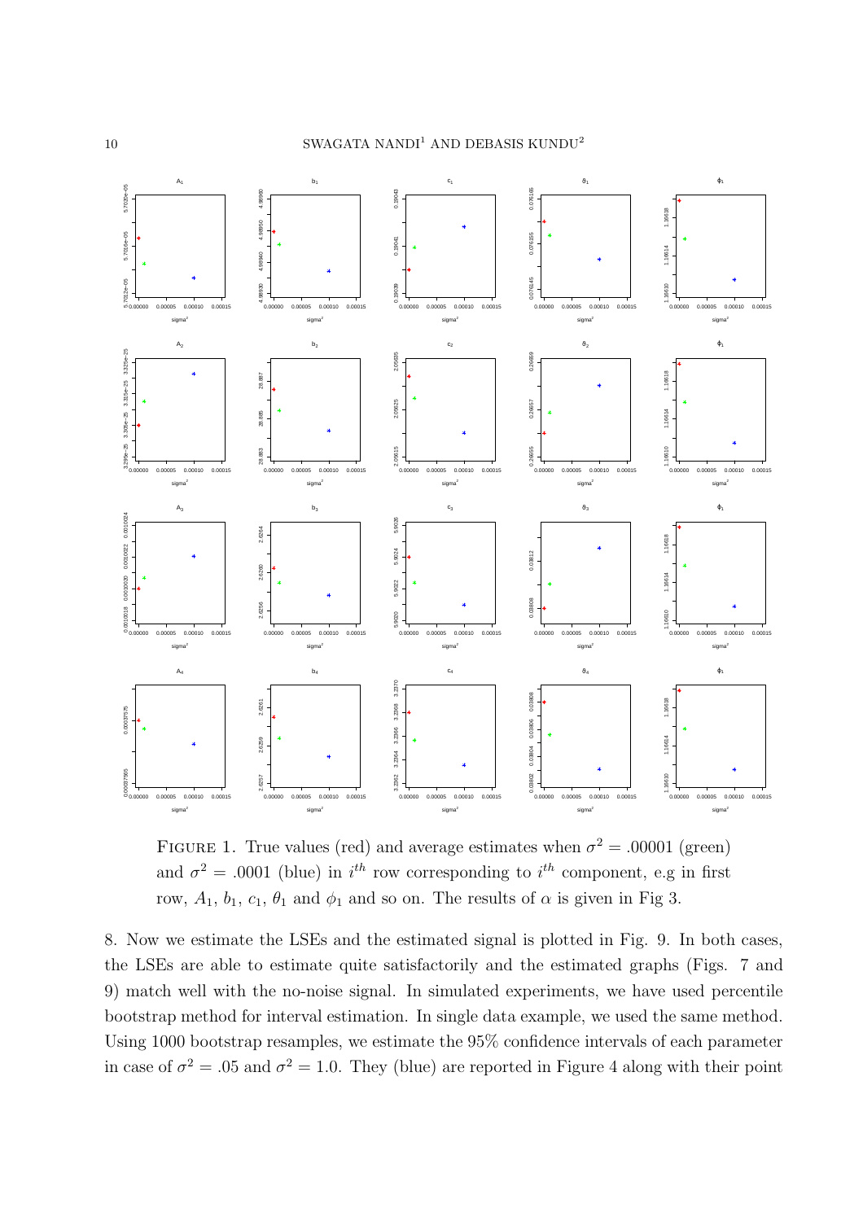Figure 1. True values (red) and average estimates when $\sigma^2 = .00001$ (green) and $\sigma^2 = .0001$ (blue) in $i^{th}$ row corresponding to $i^{th}$ component, e.g in first row, $A_1$, $b_1$, $c_1$, $\theta_1$ and $\phi_1$ and so on. The results of $\alpha$ is given in Fig 3.

8. Now we estimate the LSEs and the estimated signal is plotted in Fig. 9. In both cases, the LSEs are able to estimate quite satisfactorily and the estimated graphs (Figs. 7 and 9) match well with the no-noise signal. In simulated experiments, we have used percentile bootstrap method for interval estimation. In single data example, we used the same method. Using 1000 bootstrap resamples, we estimate the 95% confidence intervals of each parameter in case of $\sigma^2 = .05$ and $\sigma^2 = 1.0$. They (blue) are reported in Figure 4 along with their point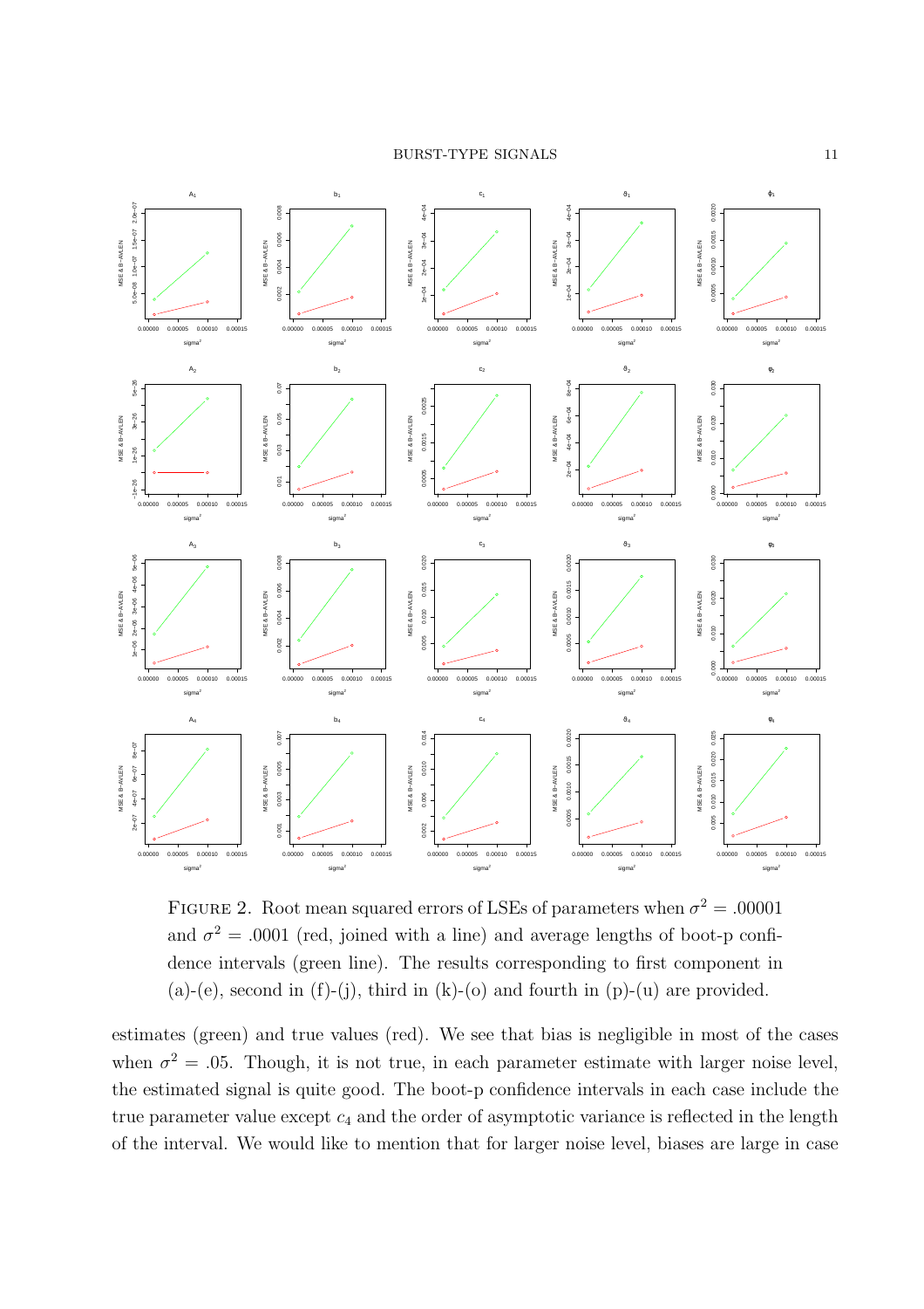Figure 2. Root mean squared errors of LSEs of parameters when $\sigma^2 = .00001$ and $\sigma^2 = .0001$ (red, joined with a line) and average lengths of boot-p confidence intervals (green line). The results corresponding to first component in (a)-(e), second in (f)-(j), third in (k)-(o) and fourth in (p)-(u) are provided.

estimates (green) and true values (red). We see that bias is negligible in most of the cases when $\sigma^2 = .05$. Though, it is not true, in each parameter estimate with larger noise level, the estimated signal is quite good. The boot-p confidence intervals in each case include the true parameter value except $c_4$ and the order of asymptotic variance is reflected in the length of the interval. We would like to mention that for larger noise level, biases are large in case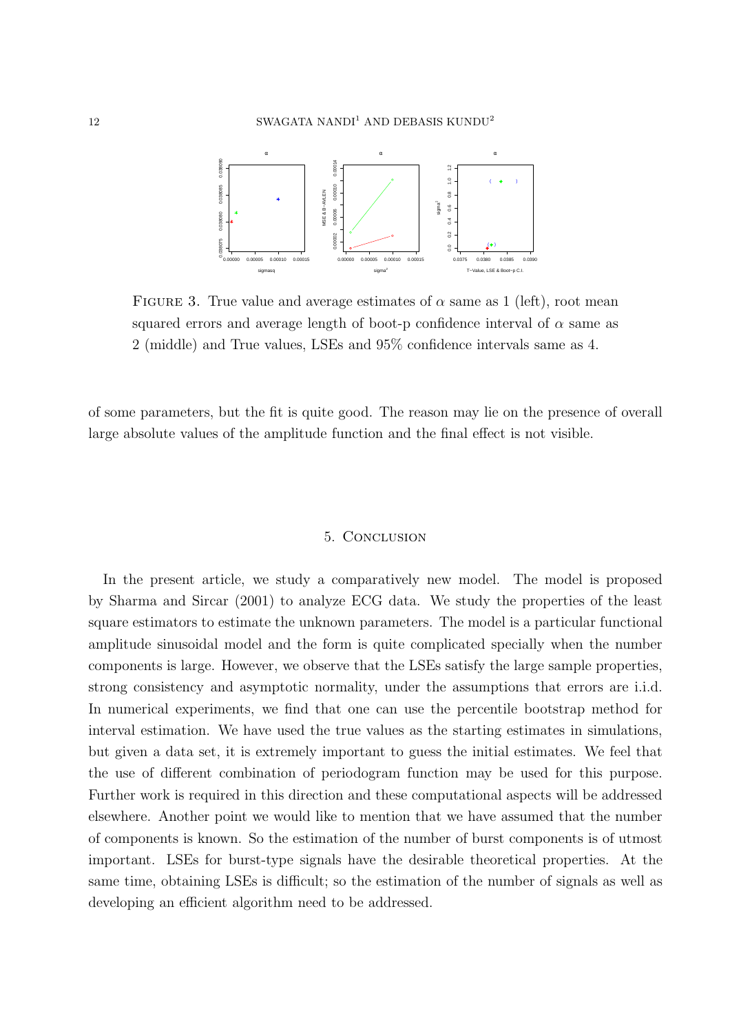Figure 3. True value and average estimates of $\alpha$ same as 1 (left), root mean squared errors and average length of boot-p confidence interval of $\alpha$ same as 2 (middle) and True values, LSEs and 95% confidence intervals same as 4.

of some parameters, but the fit is quite good. The reason may lie on the presence of overall large absolute values of the amplitude function and the final effect is not visible.

## 5. Conclusion

In the present article, we study a comparatively new model. The model is proposed by Sharma and Sircar (2001) to analyze ECG data. We study the properties of the least square estimators to estimate the unknown parameters. The model is a particular functional amplitude sinusoidal model and the form is quite complicated specially when the number components is large. However, we observe that the LSEs satisfy the large sample properties, strong consistency and asymptotic normality, under the assumptions that errors are i.i.d. In numerical experiments, we find that one can use the percentile bootstrap method for interval estimation. We have used the true values as the starting estimates in simulations, but given a data set, it is extremely important to guess the initial estimates. We feel that the use of different combination of periodogram function may be used for this purpose. Further work is required in this direction and these computational aspects will be addressed elsewhere. Another point we would like to mention that we have assumed that the number of components is known. So the estimation of the number of burst components is of utmost important. LSEs for burst-type signals have the desirable theoretical properties. At the same time, obtaining LSEs is difficult; so the estimation of the number of signals as well as developing an efficient algorithm need to be addressed.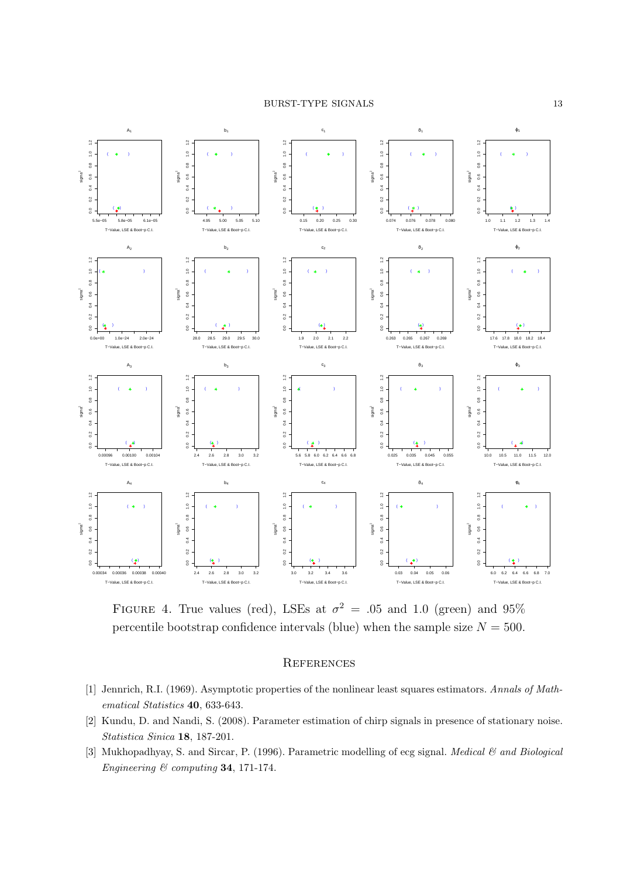Figure 4. True values (red), LSEs at $\sigma^2 = .05$ and 1.0 (green) and 95% percentile bootstrap confidence intervals (blue) when the sample size $N = 500$.

## References

[1] Jennrich, R.I. (1969). Asymptotic properties of the nonlinear least squares estimators. *Annals of Mathematical Statistics* **40**, 633-643.

[2] Kundu, D. and Nandi, S. (2008). Parameter estimation of chirp signals in presence of stationary noise. *Statistica Sinica* **18**, 187-201.

[3] Mukhopadhyay, S. and Sircar, P. (1996). Parametric modelling of ecg signal. *Medical & and Biological Engineering & computing* **34**, 171-174.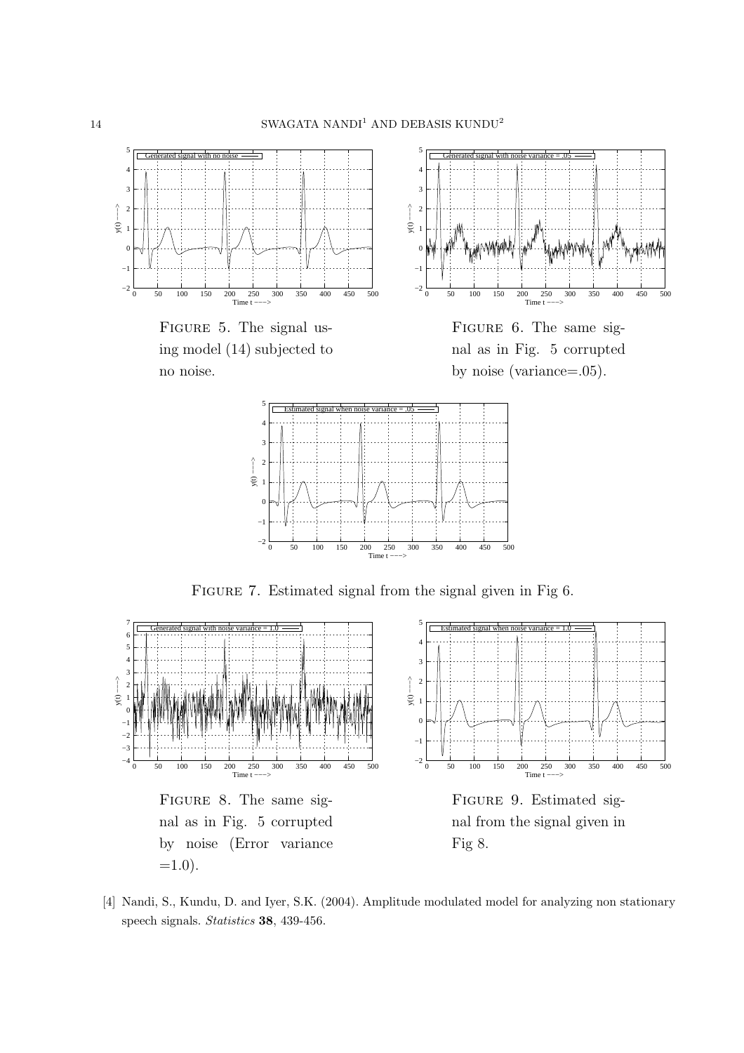Figure 5. The signal using model (14) subjected to no noise.

Figure 6. The same signal as in Fig. 5 corrupted by noise (variance=.05).

Figure 7. Estimated signal from the signal given in Fig 6.

Figure 8. The same signal as in Fig. 5 corrupted by noise (Error variance =1.0).

Figure 9. Estimated signal from the signal given in Fig 8.

[4] Nandi, S., Kundu, D. and Iyer, S.K. (2004). Amplitude modulated model for analyzing non stationary speech signals. *Statistics* **38**, 439-456.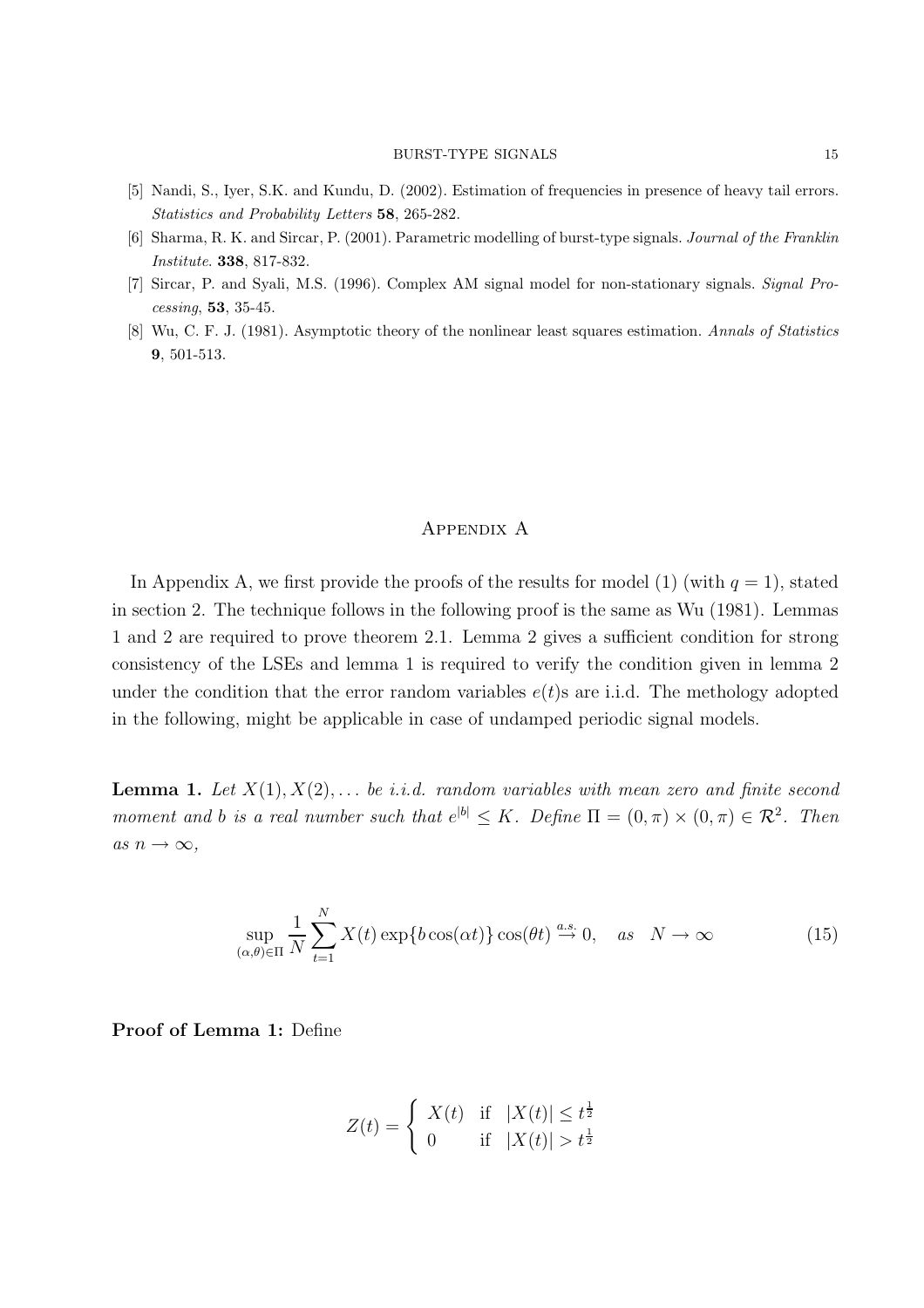[5] Nandi, S., Iyer, S.K. and Kundu, D. (2002). Estimation of frequencies in presence of heavy tail errors. *Statistics and Probability Letters* **58**, 265-282.

[6] Sharma, R. K. and Sircar, P. (2001). Parametric modelling of burst-type signals. *Journal of the Franklin Institute*. **338**, 817-832.

[7] Sircar, P. and Syali, M.S. (1996). Complex AM signal model for non-stationary signals. *Signal Processing*, **53**, 35-45.

[8] Wu, C. F. J. (1981). Asymptotic theory of the nonlinear least squares estimation. *Annals of Statistics* **9**, 501-513.

## Appendix A

In Appendix A, we first provide the proofs of the results for model (1) (with $q = 1$), stated in section 2. The technique follows in the following proof is the same as Wu (1981). Lemmas 1 and 2 are required to prove theorem 2.1. Lemma 2 gives a sufficient condition for strong consistency of the LSEs and lemma 1 is required to verify the condition given in lemma 2 under the condition that the error random variables $e(t)$s are i.i.d. The methology adopted in the following, might be applicable in case of undamped periodic signal models.

**Lemma 1.** *Let $X(1), X(2), \ldots$ be i.i.d. random variables with mean zero and finite second moment and $b$ is a real number such that $e^{|b|} \leq K$. Define $\Pi = (0, \pi) \times (0, \pi) \in \mathcal{R}^2$. Then as $n \to \infty$,*

$$\sup_{(\alpha,\theta)\in\Pi} \frac{1}{N} \sum_{t=1}^{N} X(t) \exp\{b\cos(\alpha t)\} \cos(\theta t) \stackrel{a.s.}{\to} 0, \quad as \quad N \to \infty \tag{15}$$

**Proof of Lemma 1:** Define

$$Z(t) = \begin{cases} X(t) & \text{if} \quad |X(t)| \leq t^{\frac{1}{2}} \\ 0 & \text{if} \quad |X(t)| > t^{\frac{1}{2}} \end{cases}$$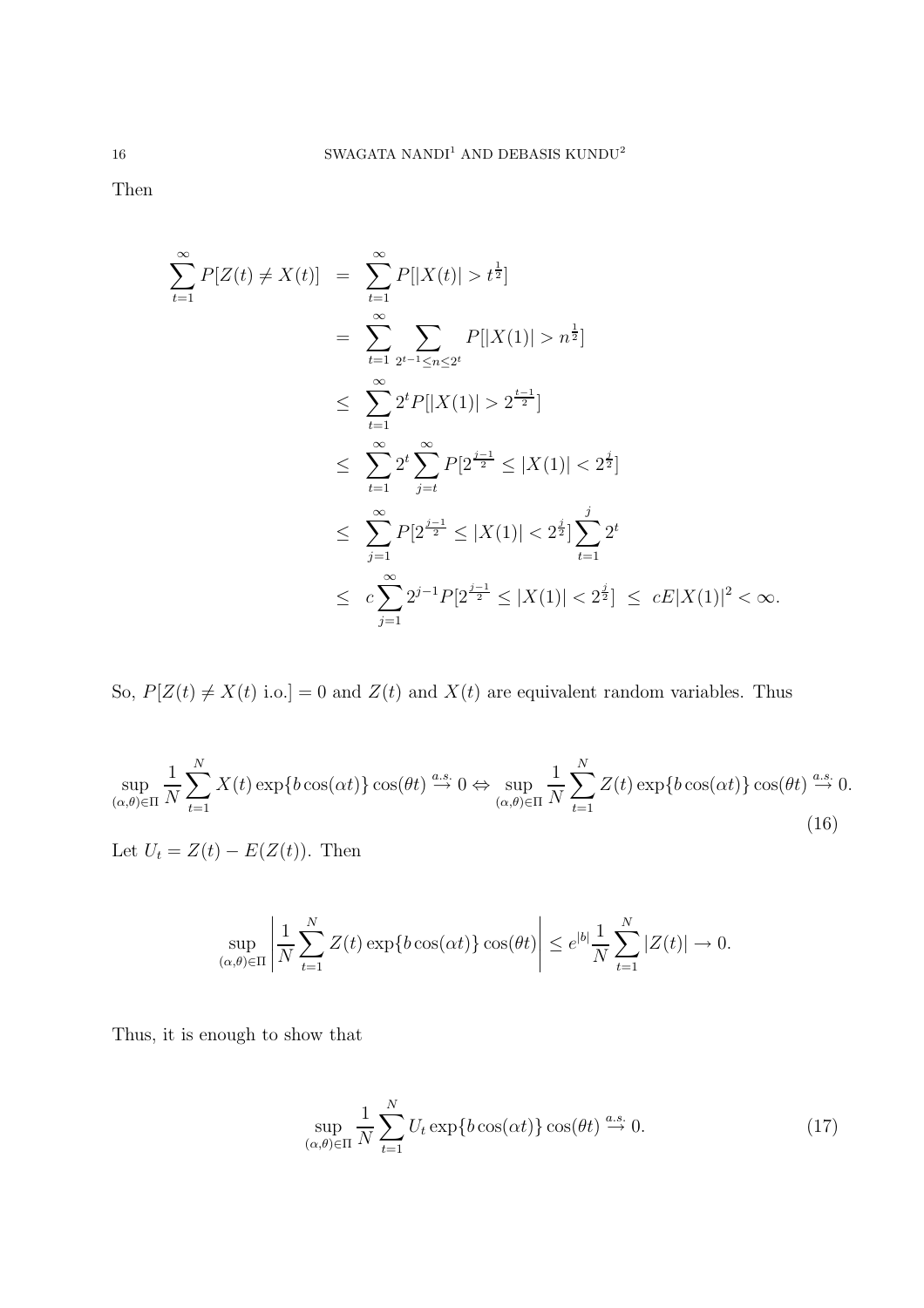Then

$$
\begin{aligned}
\sum_{t=1}^{\infty} P[Z(t) \neq X(t)] &= \sum_{t=1}^{\infty} P[|X(t)| > t^{\frac{1}{2}}] \\
&= \sum_{t=1}^{\infty} \sum_{2^{t-1} \leq n \leq 2^t} P[|X(1)| > n^{\frac{1}{2}}] \\
&\leq \sum_{t=1}^{\infty} 2^t P[|X(1)| > 2^{\frac{t-1}{2}}] \\
&\leq \sum_{t=1}^{\infty} 2^t \sum_{j=t}^{\infty} P[2^{\frac{j-1}{2}} \leq |X(1)| < 2^{\frac{j}{2}}] \\
&\leq \sum_{j=1}^{\infty} P[2^{\frac{j-1}{2}} \leq |X(1)| < 2^{\frac{j}{2}}] \sum_{t=1}^{j} 2^t \\
&\leq c \sum_{j=1}^{\infty} 2^{j-1} P[2^{\frac{j-1}{2}} \leq |X(1)| < 2^{\frac{j}{2}}] \; \leq \; cE|X(1)|^2 < \infty.
\end{aligned}
$$

So, $P[Z(t) \neq X(t) \text{ i.o.}] = 0$ and $Z(t)$ and $X(t)$ are equivalent random variables. Thus

$$
\sup_{(\alpha,\theta)\in\Pi} \frac{1}{N} \sum_{t=1}^{N} X(t) \exp\{b\cos(\alpha t)\} \cos(\theta t) \overset{a.s.}{\to} 0 \Leftrightarrow \sup_{(\alpha,\theta)\in\Pi} \frac{1}{N} \sum_{t=1}^{N} Z(t) \exp\{b\cos(\alpha t)\} \cos(\theta t) \overset{a.s.}{\to} 0. \tag{16}
$$

Let $U_t = Z(t) - E(Z(t))$. Then

$$
\sup_{(\alpha,\theta)\in\Pi} \left| \frac{1}{N} \sum_{t=1}^{N} Z(t) \exp\{b\cos(\alpha t)\} \cos(\theta t) \right| \leq e^{|b|} \frac{1}{N} \sum_{t=1}^{N} |Z(t)| \to 0.
$$

Thus, it is enough to show that

$$
\sup_{(\alpha,\theta)\in\Pi} \frac{1}{N} \sum_{t=1}^{N} U_t \exp\{b\cos(\alpha t)\} \cos(\theta t) \overset{a.s.}{\to} 0. \tag{17}
$$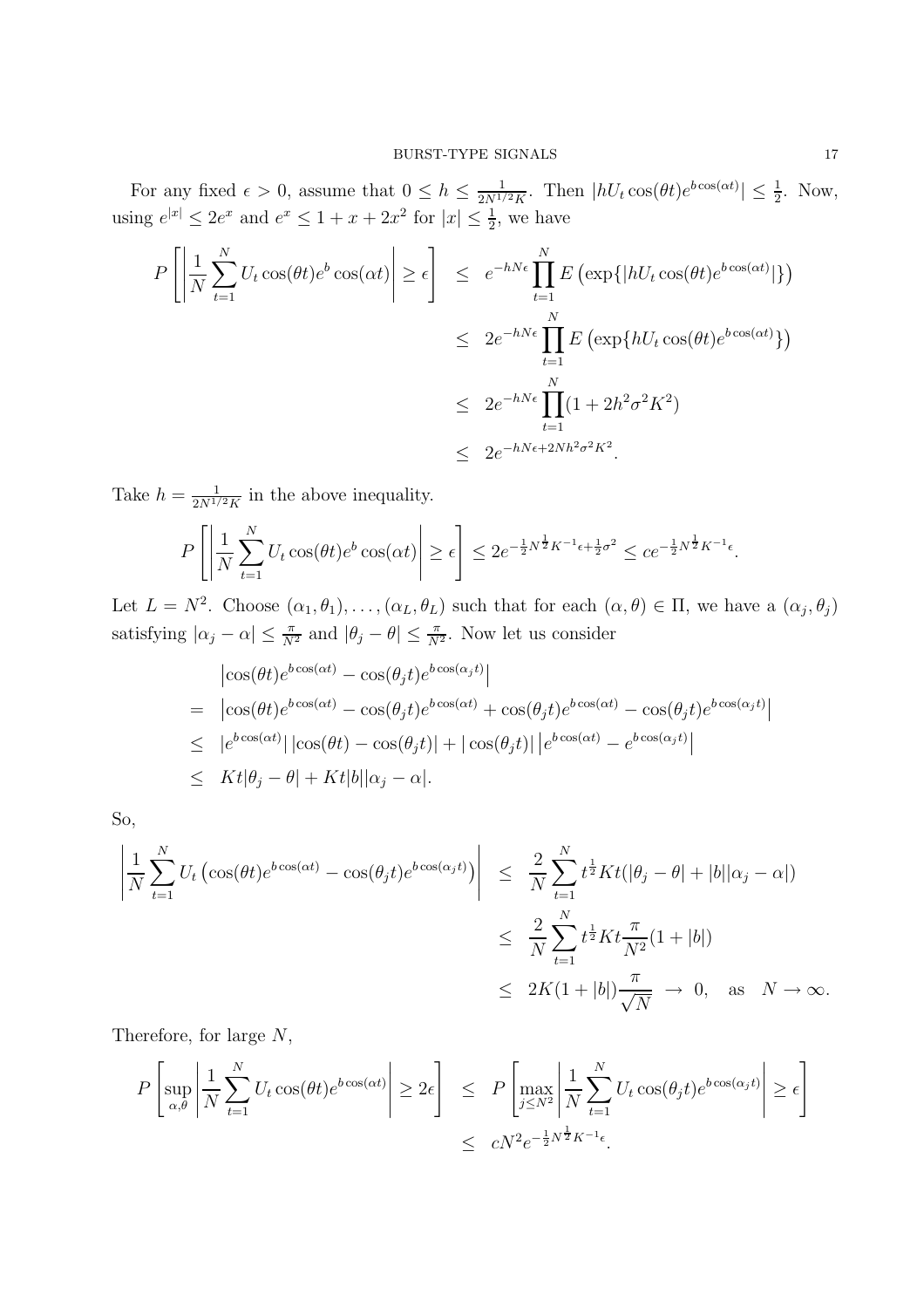For any fixed $\epsilon > 0$, assume that $0 \le h \le \frac{1}{2N^{1/2}K}$. Then $|hU_t \cos(\theta t) e^{b\cos(\alpha t)}| \le \frac{1}{2}$. Now, using $e^{|x|} \le 2e^x$ and $e^x \le 1 + x + 2x^2$ for $|x| \le \frac{1}{2}$, we have

$$
\begin{aligned}
P\left[\left|\frac{1}{N}\sum_{t=1}^{N} U_t \cos(\theta t) e^b \cos(\alpha t)\right| \ge \epsilon\right] &\le e^{-hN\epsilon} \prod_{t=1}^{N} E\left(\exp\{|hU_t \cos(\theta t) e^{b\cos(\alpha t)}|\}\right) \\
&\le 2e^{-hN\epsilon} \prod_{t=1}^{N} E\left(\exp\{hU_t \cos(\theta t) e^{b\cos(\alpha t)}\}\right) \\
&\le 2e^{-hN\epsilon} \prod_{t=1}^{N} (1 + 2h^2\sigma^2 K^2) \\
&\le 2e^{-hN\epsilon + 2Nh^2\sigma^2 K^2}.
\end{aligned}
$$

Take $h = \frac{1}{2N^{1/2}K}$ in the above inequality.

$$
P\left[\left|\frac{1}{N}\sum_{t=1}^{N} U_t \cos(\theta t) e^b \cos(\alpha t)\right| \ge \epsilon\right] \le 2e^{-\frac{1}{2}N^{\frac{1}{2}}K^{-1}\epsilon + \frac{1}{2}\sigma^2} \le ce^{-\frac{1}{2}N^{\frac{1}{2}}K^{-1}\epsilon}.
$$

Let $L = N^2$. Choose $(\alpha_1, \theta_1), \ldots, (\alpha_L, \theta_L)$ such that for each $(\alpha, \theta) \in \Pi$, we have a $(\alpha_j, \theta_j)$ satisfying $|\alpha_j - \alpha| \le \frac{\pi}{N^2}$ and $|\theta_j - \theta| \le \frac{\pi}{N^2}$. Now let us consider

$$
\begin{aligned}
& \left|\cos(\theta t) e^{b\cos(\alpha t)} - \cos(\theta_j t) e^{b\cos(\alpha_j t)}\right| \\
=\ & \left|\cos(\theta t) e^{b\cos(\alpha t)} - \cos(\theta_j t) e^{b\cos(\alpha t)} + \cos(\theta_j t) e^{b\cos(\alpha t)} - \cos(\theta_j t) e^{b\cos(\alpha_j t)}\right| \\
\le\ & |e^{b\cos(\alpha t)}|\,|\cos(\theta t) - \cos(\theta_j t)| + |\cos(\theta_j t)|\left|e^{b\cos(\alpha t)} - e^{b\cos(\alpha_j t)}\right| \\
\le\ & Kt|\theta_j - \theta| + Kt|b||\alpha_j - \alpha|.
\end{aligned}
$$

So,

$$
\begin{aligned}
\left|\frac{1}{N}\sum_{t=1}^{N} U_t \left(\cos(\theta t) e^{b\cos(\alpha t)} - \cos(\theta_j t) e^{b\cos(\alpha_j t)}\right)\right| &\le \frac{2}{N}\sum_{t=1}^{N} t^{\frac{1}{2}} Kt(|\theta_j - \theta| + |b||\alpha_j - \alpha|) \\
&\le \frac{2}{N}\sum_{t=1}^{N} t^{\frac{1}{2}} Kt \frac{\pi}{N^2}(1 + |b|) \\
&\le 2K(1 + |b|)\frac{\pi}{\sqrt{N}} \;\to\; 0, \quad \text{as} \quad N \to \infty.
\end{aligned}
$$

Therefore, for large $N$,

$$
\begin{aligned}
P\left[\sup_{\alpha,\theta}\left|\frac{1}{N}\sum_{t=1}^{N} U_t \cos(\theta t) e^{b\cos(\alpha t)}\right| \ge 2\epsilon\right] &\le P\left[\max_{j \le N^2}\left|\frac{1}{N}\sum_{t=1}^{N} U_t \cos(\theta_j t) e^{b\cos(\alpha_j t)}\right| \ge \epsilon\right] \\
&\le cN^2 e^{-\frac{1}{2}N^{\frac{1}{2}}K^{-1}\epsilon}.
\end{aligned}
$$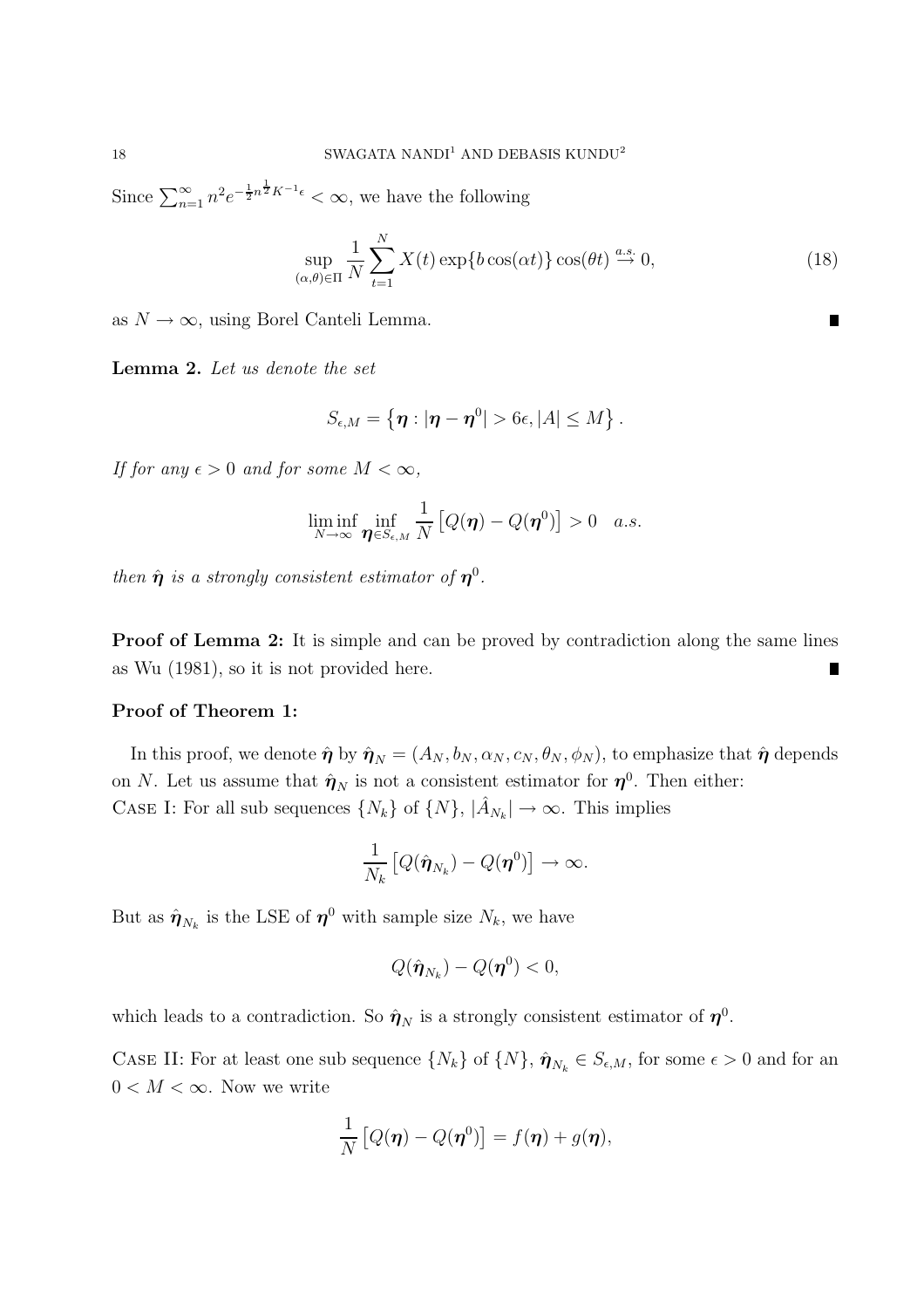Since $\sum_{n=1}^{\infty} n^2 e^{-\frac{1}{2}n^{\frac{1}{2}}K^{-1}\epsilon} < \infty$, we have the following

$$\sup_{(\alpha,\theta)\in\Pi} \frac{1}{N}\sum_{t=1}^{N} X(t)\exp\{b\cos(\alpha t)\}\cos(\theta t) \stackrel{a.s.}{\to} 0, \tag{18}$$

as $N \to \infty$, using Borel Canteli Lemma. ∎

**Lemma 2.** *Let us denote the set*

$$S_{\epsilon,M} = \left\{\boldsymbol{\eta} : |\boldsymbol{\eta} - \boldsymbol{\eta}^0| > 6\epsilon, |A| \le M\right\}.$$

*If for any $\epsilon > 0$ and for some $M < \infty$,*

$$\liminf_{N\to\infty} \inf_{\boldsymbol{\eta}\in S_{\epsilon,M}} \frac{1}{N}\left[Q(\boldsymbol{\eta}) - Q(\boldsymbol{\eta}^0)\right] > 0 \quad a.s.$$

*then $\hat{\boldsymbol{\eta}}$ is a strongly consistent estimator of $\boldsymbol{\eta}^0$.*

**Proof of Lemma 2:** It is simple and can be proved by contradiction along the same lines as Wu (1981), so it is not provided here. ∎

**Proof of Theorem 1:**

In this proof, we denote $\hat{\boldsymbol{\eta}}$ by $\hat{\boldsymbol{\eta}}_N = (A_N, b_N, \alpha_N, c_N, \theta_N, \phi_N)$, to emphasize that $\hat{\boldsymbol{\eta}}$ depends on $N$. Let us assume that $\hat{\boldsymbol{\eta}}_N$ is not a consistent estimator for $\boldsymbol{\eta}^0$. Then either:

Case I: For all sub sequences $\{N_k\}$ of $\{N\}$, $|\hat{A}_{N_k}| \to \infty$. This implies

$$\frac{1}{N_k}\left[Q(\hat{\boldsymbol{\eta}}_{N_k}) - Q(\boldsymbol{\eta}^0)\right] \to \infty.$$

But as $\hat{\boldsymbol{\eta}}_{N_k}$ is the LSE of $\boldsymbol{\eta}^0$ with sample size $N_k$, we have

$$Q(\hat{\boldsymbol{\eta}}_{N_k}) - Q(\boldsymbol{\eta}^0) < 0,$$

which leads to a contradiction. So $\hat{\boldsymbol{\eta}}_N$ is a strongly consistent estimator of $\boldsymbol{\eta}^0$.

Case II: For at least one sub sequence $\{N_k\}$ of $\{N\}$, $\hat{\boldsymbol{\eta}}_{N_k} \in S_{\epsilon,M}$, for some $\epsilon > 0$ and for an $0 < M < \infty$. Now we write

$$\frac{1}{N}\left[Q(\boldsymbol{\eta}) - Q(\boldsymbol{\eta}^0)\right] = f(\boldsymbol{\eta}) + g(\boldsymbol{\eta}),$$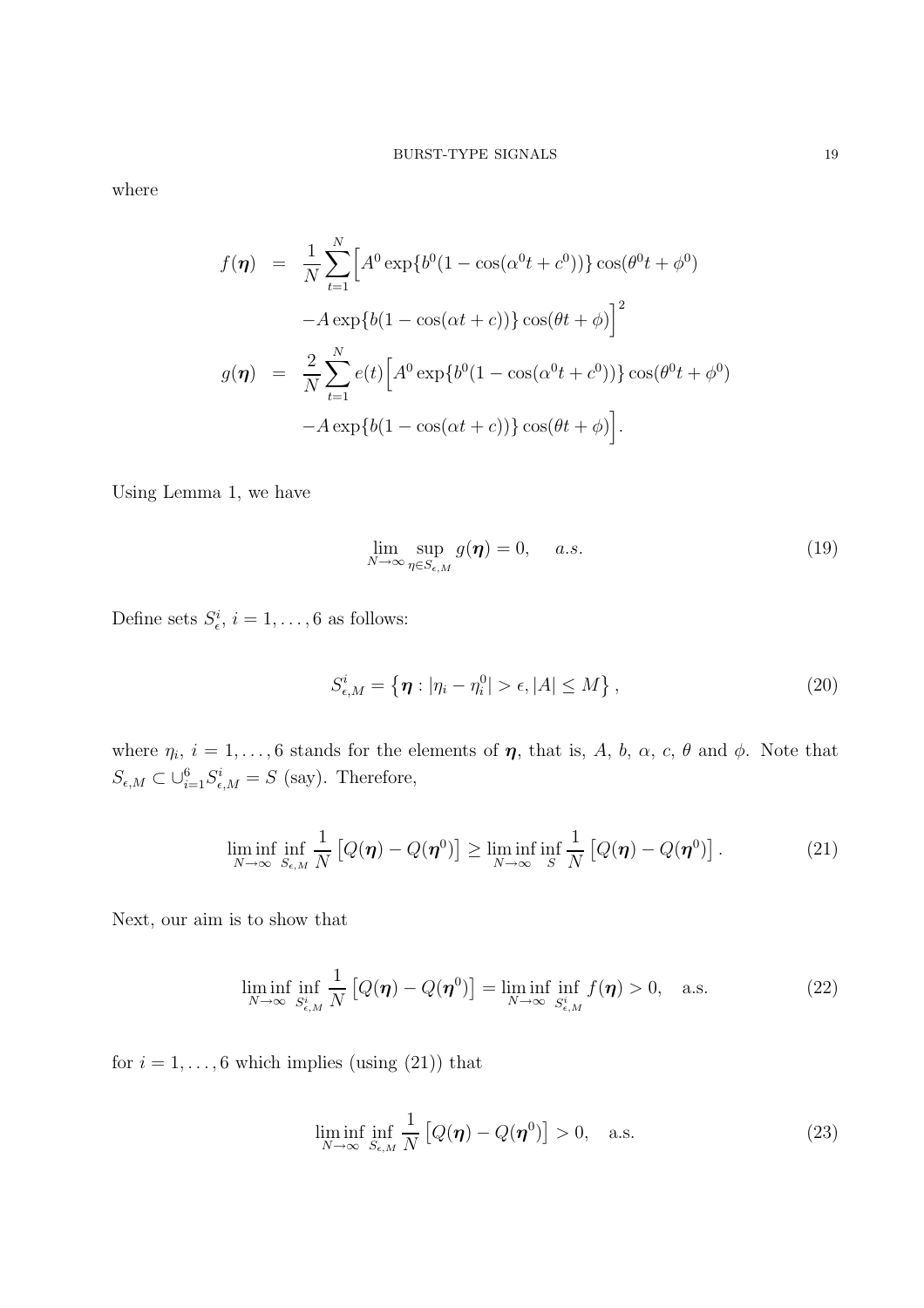where

$$
\begin{aligned}
f(\boldsymbol{\eta}) &= \frac{1}{N}\sum_{t=1}^{N}\Big[A^0\exp\{b^0(1-\cos(\alpha^0 t + c^0))\}\cos(\theta^0 t+\phi^0) \\
&\quad - A\exp\{b(1-\cos(\alpha t + c))\}\cos(\theta t+\phi)\Big]^2 \\
g(\boldsymbol{\eta}) &= \frac{2}{N}\sum_{t=1}^{N} e(t)\Big[A^0\exp\{b^0(1-\cos(\alpha^0 t + c^0))\}\cos(\theta^0 t+\phi^0) \\
&\quad - A\exp\{b(1-\cos(\alpha t + c))\}\cos(\theta t+\phi)\Big].
\end{aligned}
$$

Using Lemma 1, we have

$$
\lim_{N\to\infty}\sup_{\eta\in S_{\epsilon,M}} g(\boldsymbol{\eta}) = 0, \quad a.s. \tag{19}
$$

Define sets $S_{\epsilon}^i$, $i = 1,\ldots,6$ as follows:

$$
S_{\epsilon,M}^i = \left\{\boldsymbol{\eta} : |\eta_i - \eta_i^0| > \epsilon, |A| \le M\right\}, \tag{20}
$$

where $\eta_i$, $i = 1,\ldots,6$ stands for the elements of $\boldsymbol{\eta}$, that is, $A$, $b$, $\alpha$, $c$, $\theta$ and $\phi$. Note that $S_{\epsilon,M} \subset \cup_{i=1}^{6} S_{\epsilon,M}^i = S$ (say). Therefore,

$$
\liminf_{N\to\infty}\inf_{S_{\epsilon,M}} \frac{1}{N}\left[Q(\boldsymbol{\eta}) - Q(\boldsymbol{\eta}^0)\right] \ge \liminf_{N\to\infty}\inf_{S} \frac{1}{N}\left[Q(\boldsymbol{\eta}) - Q(\boldsymbol{\eta}^0)\right]. \tag{21}
$$

Next, our aim is to show that

$$
\liminf_{N\to\infty}\inf_{S_{\epsilon,M}^i} \frac{1}{N}\left[Q(\boldsymbol{\eta}) - Q(\boldsymbol{\eta}^0)\right] = \liminf_{N\to\infty}\inf_{S_{\epsilon,M}^i} f(\boldsymbol{\eta}) > 0, \quad \text{a.s.} \tag{22}
$$

for $i = 1,\ldots,6$ which implies (using (21)) that

$$
\liminf_{N\to\infty}\inf_{S_{\epsilon,M}} \frac{1}{N}\left[Q(\boldsymbol{\eta}) - Q(\boldsymbol{\eta}^0)\right] > 0, \quad \text{a.s.} \tag{23}
$$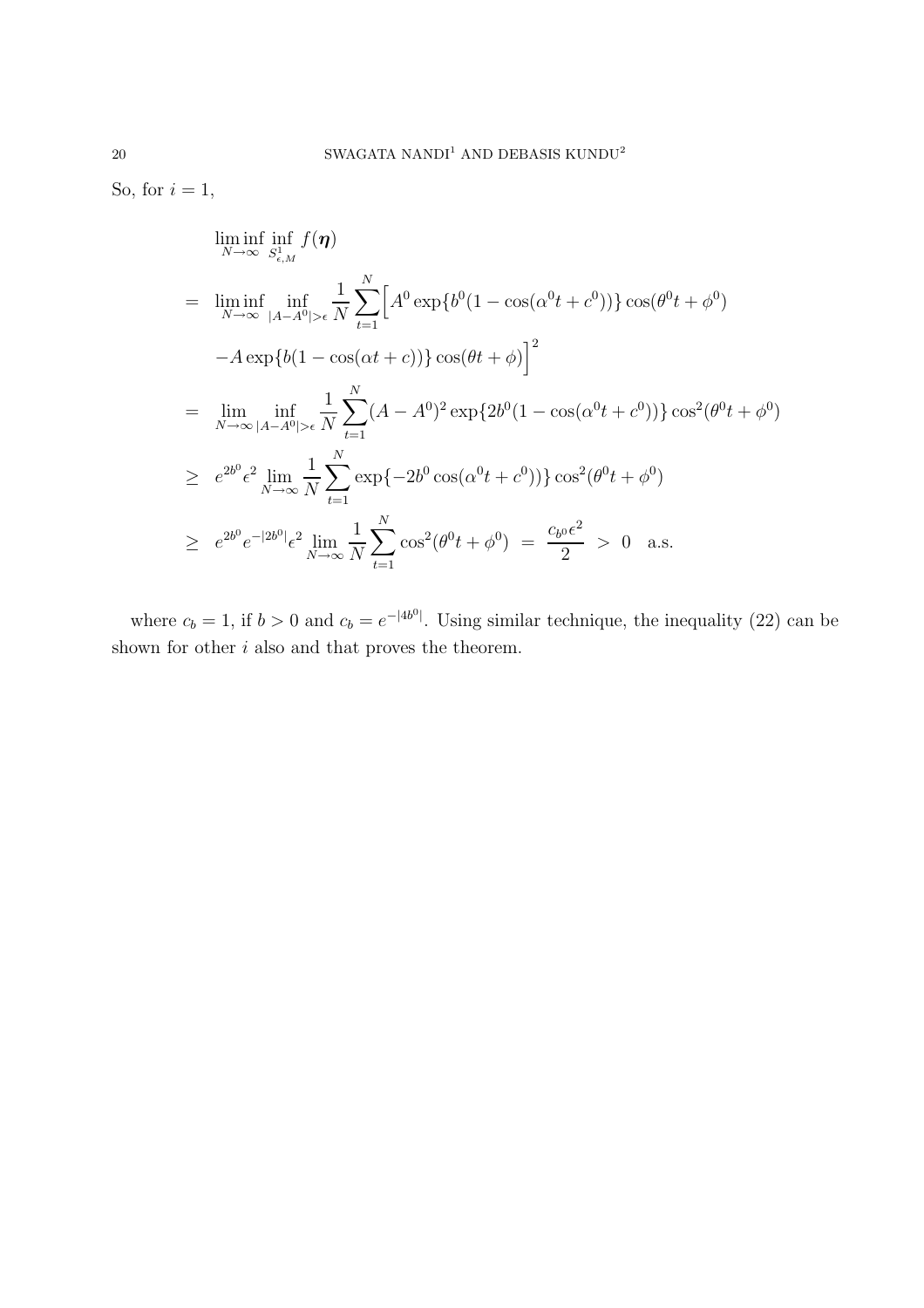So, for $i = 1$,

$$
\begin{aligned}
& \liminf_{N\to\infty} \inf_{S^1_{\epsilon,M}} f(\boldsymbol{\eta}) \\
= \;& \liminf_{N\to\infty} \inf_{|A-A^0|>\epsilon} \frac{1}{N}\sum_{t=1}^{N}\Big[A^0 \exp\{b^0(1-\cos(\alpha^0 t + c^0))\}\cos(\theta^0 t + \phi^0) \\
& -A\exp\{b(1-\cos(\alpha t + c))\}\cos(\theta t + \phi)\Big]^2 \\
= \;& \lim_{N\to\infty} \inf_{|A-A^0|>\epsilon} \frac{1}{N}\sum_{t=1}^{N}(A-A^0)^2 \exp\{2b^0(1-\cos(\alpha^0 t + c^0))\}\cos^2(\theta^0 t + \phi^0) \\
\geq \;& e^{2b^0}\epsilon^2 \lim_{N\to\infty} \frac{1}{N}\sum_{t=1}^{N} \exp\{-2b^0\cos(\alpha^0 t + c^0))\}\cos^2(\theta^0 t + \phi^0) \\
\geq \;& e^{2b^0}e^{-|2b^0|}\epsilon^2 \lim_{N\to\infty} \frac{1}{N}\sum_{t=1}^{N}\cos^2(\theta^0 t + \phi^0) \;=\; \frac{c_{b^0}\epsilon^2}{2} \;>\; 0 \quad \text{a.s.}
\end{aligned}
$$

where $c_b = 1$, if $b > 0$ and $c_b = e^{-|4b^0|}$. Using similar technique, the inequality (22) can be shown for other $i$ also and that proves the theorem.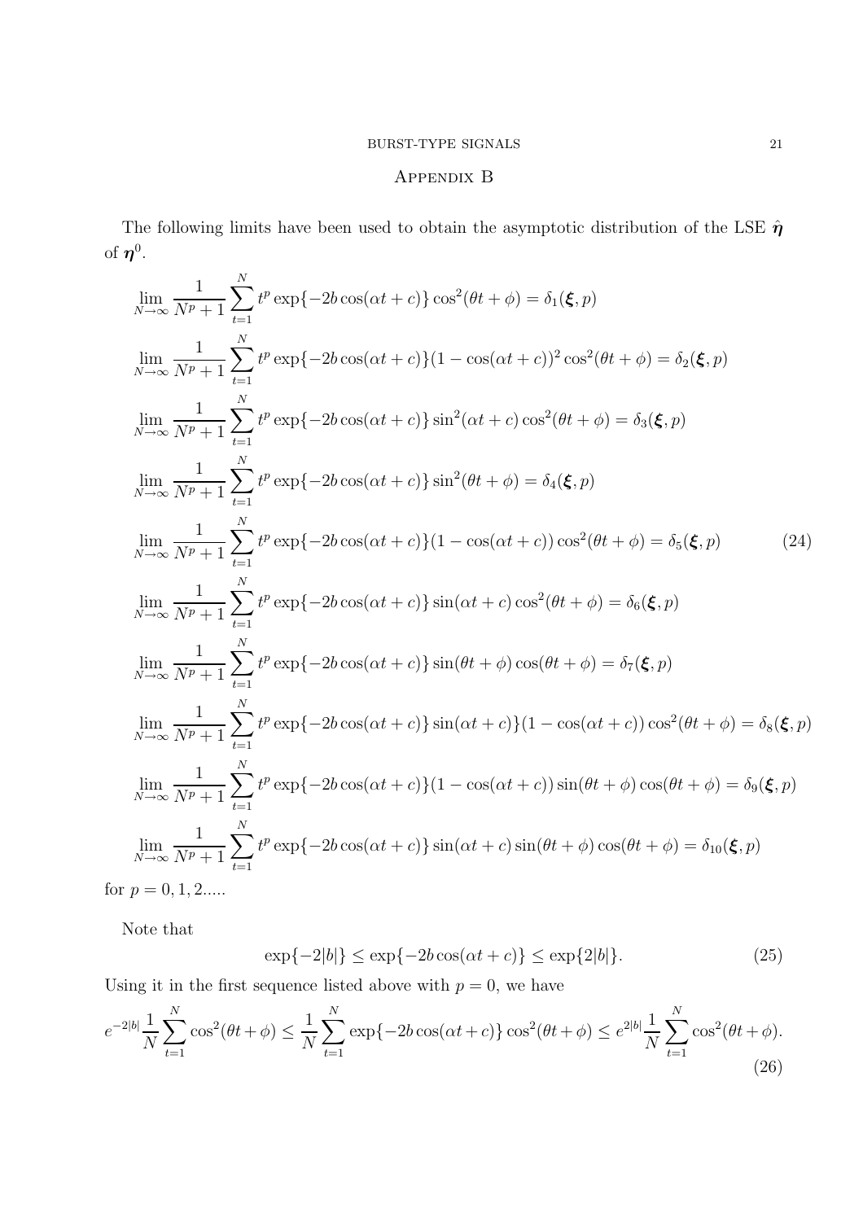## Appendix B

The following limits have been used to obtain the asymptotic distribution of the LSE $\hat{\boldsymbol{\eta}}$ of $\boldsymbol{\eta}^0$.

$$
\begin{aligned}
&\lim_{N\to\infty} \frac{1}{N^p+1}\sum_{t=1}^{N} t^p \exp\{-2b\cos(\alpha t+c)\}\cos^2(\theta t+\phi) = \delta_1(\boldsymbol{\xi},p) \\
&\lim_{N\to\infty} \frac{1}{N^p+1}\sum_{t=1}^{N} t^p \exp\{-2b\cos(\alpha t+c)\}(1-\cos(\alpha t+c))^2\cos^2(\theta t+\phi) = \delta_2(\boldsymbol{\xi},p) \\
&\lim_{N\to\infty} \frac{1}{N^p+1}\sum_{t=1}^{N} t^p \exp\{-2b\cos(\alpha t+c)\}\sin^2(\alpha t+c)\cos^2(\theta t+\phi) = \delta_3(\boldsymbol{\xi},p) \\
&\lim_{N\to\infty} \frac{1}{N^p+1}\sum_{t=1}^{N} t^p \exp\{-2b\cos(\alpha t+c)\}\sin^2(\theta t+\phi) = \delta_4(\boldsymbol{\xi},p) \\
&\lim_{N\to\infty} \frac{1}{N^p+1}\sum_{t=1}^{N} t^p \exp\{-2b\cos(\alpha t+c)\}(1-\cos(\alpha t+c))\cos^2(\theta t+\phi) = \delta_5(\boldsymbol{\xi},p) \qquad (24)\\
&\lim_{N\to\infty} \frac{1}{N^p+1}\sum_{t=1}^{N} t^p \exp\{-2b\cos(\alpha t+c)\}\sin(\alpha t+c)\cos^2(\theta t+\phi) = \delta_6(\boldsymbol{\xi},p) \\
&\lim_{N\to\infty} \frac{1}{N^p+1}\sum_{t=1}^{N} t^p \exp\{-2b\cos(\alpha t+c)\}\sin(\theta t+\phi)\cos(\theta t+\phi) = \delta_7(\boldsymbol{\xi},p) \\
&\lim_{N\to\infty} \frac{1}{N^p+1}\sum_{t=1}^{N} t^p \exp\{-2b\cos(\alpha t+c)\}\sin(\alpha t+c)\}(1-\cos(\alpha t+c))\cos^2(\theta t+\phi) = \delta_8(\boldsymbol{\xi},p) \\
&\lim_{N\to\infty} \frac{1}{N^p+1}\sum_{t=1}^{N} t^p \exp\{-2b\cos(\alpha t+c)\}(1-\cos(\alpha t+c))\sin(\theta t+\phi)\cos(\theta t+\phi) = \delta_9(\boldsymbol{\xi},p) \\
&\lim_{N\to\infty} \frac{1}{N^p+1}\sum_{t=1}^{N} t^p \exp\{-2b\cos(\alpha t+c)\}\sin(\alpha t+c)\sin(\theta t+\phi)\cos(\theta t+\phi) = \delta_{10}(\boldsymbol{\xi},p)
\end{aligned}
$$

for $p = 0, 1, 2.....$

Note that

$$
\exp\{-2|b|\} \le \exp\{-2b\cos(\alpha t+c)\} \le \exp\{2|b|\}. \qquad (25)
$$

Using it in the first sequence listed above with $p = 0$, we have

$$
e^{-2|b|}\frac{1}{N}\sum_{t=1}^{N}\cos^2(\theta t+\phi) \le \frac{1}{N}\sum_{t=1}^{N}\exp\{-2b\cos(\alpha t+c)\}\cos^2(\theta t+\phi) \le e^{2|b|}\frac{1}{N}\sum_{t=1}^{N}\cos^2(\theta t+\phi). \qquad (26)
$$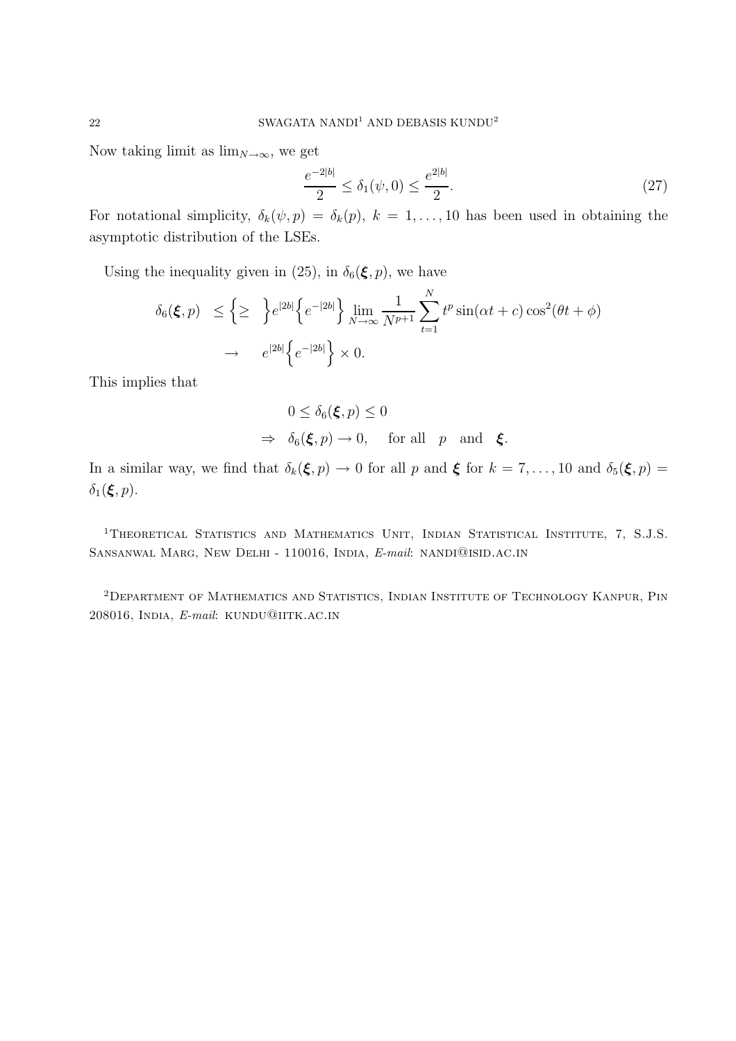Now taking limit as $\lim_{N\to\infty}$, we get

$$\frac{e^{-2|b|}}{2} \le \delta_1(\psi, 0) \le \frac{e^{2|b|}}{2}. \tag{27}$$

For notational simplicity, $\delta_k(\psi, p) = \delta_k(p)$, $k = 1, \ldots, 10$ has been used in obtaining the asymptotic distribution of the LSEs.

Using the inequality given in (25), in $\delta_6(\boldsymbol{\xi}, p)$, we have

$$\begin{aligned}
\delta_6(\boldsymbol{\xi}, p) \;&\le \Big\{\ge \quad \Big\} e^{|2b|}\Big\{e^{-|2b|}\Big\} \lim_{N\to\infty} \frac{1}{N^{p+1}} \sum_{t=1}^{N} t^p \sin(\alpha t + c)\cos^2(\theta t + \phi) \\
&\to \quad e^{|2b|}\Big\{e^{-|2b|}\Big\} \times 0.
\end{aligned}$$

This implies that

$$\begin{aligned}
&0 \le \delta_6(\boldsymbol{\xi}, p) \le 0 \\
\Rightarrow\;\; &\delta_6(\boldsymbol{\xi}, p) \to 0, \quad \text{for all} \quad p \quad \text{and} \quad \boldsymbol{\xi}.
\end{aligned}$$

In a similar way, we find that $\delta_k(\boldsymbol{\xi}, p) \to 0$ for all $p$ and $\boldsymbol{\xi}$ for $k = 7, \ldots, 10$ and $\delta_5(\boldsymbol{\xi}, p) = \delta_1(\boldsymbol{\xi}, p)$.

[1]Theoretical Statistics and Mathematics Unit, Indian Statistical Institute, 7, S.J.S. Sansanwal Marg, New Delhi - 110016, India, *E-mail*: nandi@isid.ac.in

[2]Department of Mathematics and Statistics, Indian Institute of Technology Kanpur, Pin 208016, India, *E-mail*: kundu@iitk.ac.in